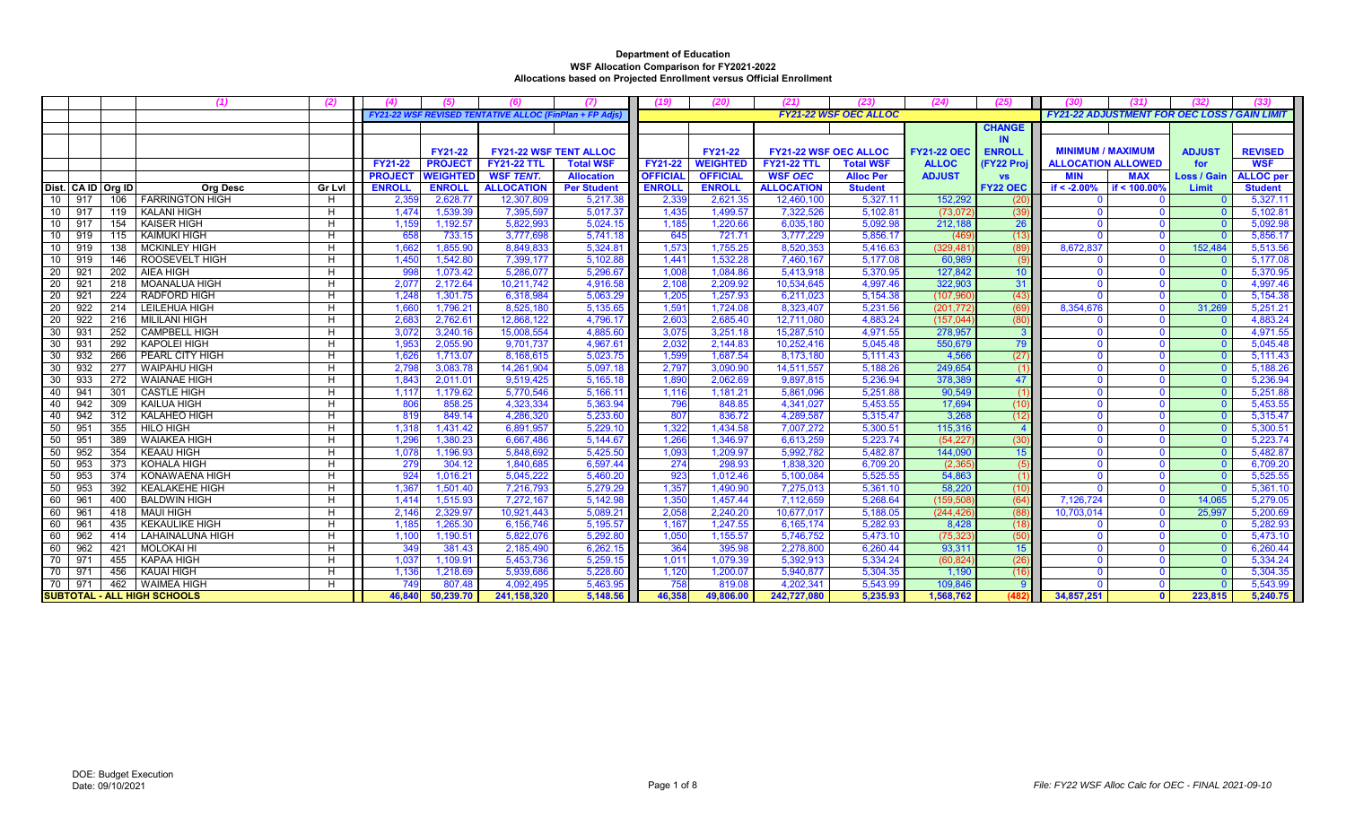**Department of Education**
**WSF Allocation Comparison for FY2021-2022**
**Allocations based on Projected Enrollment versus Official Enrollment**

| | | | (1) | (2) | (4) | (5) | (6) | (7) | (19) | (20) | (21) | (23) | (24) | (25) | (30) | (31) | (32) | (33) |
|---|---|---|---|---|---|---|---|---|---|---|---|---|---|---|---|---|---|---|
| | | | | | FY21-22 WSF REVISED TENTATIVE ALLOC (FinPlan + FP Adjs) | | | | FY21-22 WSF OEC ALLOC | | | | | | FY21-22 ADJUSTMENT FOR OEC LOSS / GAIN LIMIT | | | |
| | | | | | FY21-22 PROJECT ENROLL | FY21-22 PROJECT WEIGHTED ENROLL | FY21-22 WSF TENT ALLOC FY21-22 TTL WSF TENT. ALLOCATION | FY21-22 WSF TENT ALLOC Total WSF Allocation Per Student | FY21-22 OFFICIAL ENROLL | FY21-22 WEIGHTED OFFICIAL ENROLL | FY21-22 WSF OEC ALLOC FY21-22 TTL WSF OEC ALLOCATION | FY21-22 WSF OEC ALLOC Total WSF Alloc Per Student | FY21-22 OEC ALLOC ADJUST | CHANGE IN ENROLL (FY22 Proj vs FY22 OEC) | MINIMUM / MAXIMUM ALLOCATION ALLOWED MIN if < -2.00% | MINIMUM / MAXIMUM ALLOCATION ALLOWED MAX if < 100.00% | ADJUST for Loss / Gain Limit | REVISED WSF ALLOC per Student |
| Dist. | CA ID | Org ID | Org Desc | Gr Lvl | | | | | | | | | | | | | | |
| 10 | 917 | 106 | FARRINGTON HIGH | H | 2,359 | 2,628.77 | 12,307,809 | 5,217.38 | 2,339 | 2,621.35 | 12,460,100 | 5,327.11 | 152,292 | (20) | 0 | 0 | 0 | 5,327.11 |
| 10 | 917 | 119 | KALANI HIGH | H | 1,474 | 1,539.39 | 7,395,597 | 5,017.37 | 1,435 | 1,499.57 | 7,322,526 | 5,102.81 | (73,072) | (39) | 0 | 0 | 0 | 5,102.81 |
| 10 | 917 | 154 | KAISER HIGH | H | 1,159 | 1,192.57 | 5,822,993 | 5,024.15 | 1,185 | 1,220.66 | 6,035,180 | 5,092.98 | 212,188 | 26 | 0 | 0 | 0 | 5,092.98 |
| 10 | 919 | 115 | KAIMUKI HIGH | H | 658 | 733.15 | 3,777,698 | 5,741.18 | 645 | 721.71 | 3,777,229 | 5,856.17 | (469) | (13) | 0 | 0 | 0 | 5,856.17 |
| 10 | 919 | 138 | MCKINLEY HIGH | H | 1,662 | 1,855.90 | 8,849,833 | 5,324.81 | 1,573 | 1,755.25 | 8,520,353 | 5,416.63 | (329,481) | (89) | 8,672,837 | 0 | 152,484 | 5,513.56 |
| 10 | 919 | 146 | ROOSEVELT HIGH | H | 1,450 | 1,542.80 | 7,399,177 | 5,102.88 | 1,441 | 1,532.28 | 7,460,167 | 5,177.08 | 60,989 | (9) | 0 | 0 | 0 | 5,177.08 |
| 20 | 921 | 202 | AIEA HIGH | H | 998 | 1,073.42 | 5,286,077 | 5,296.67 | 1,008 | 1,084.86 | 5,413,918 | 5,370.95 | 127,842 | 10 | 0 | 0 | 0 | 5,370.95 |
| 20 | 921 | 218 | MOANALUA HIGH | H | 2,077 | 2,172.64 | 10,211,742 | 4,916.58 | 2,108 | 2,209.92 | 10,534,645 | 4,997.46 | 322,903 | 31 | 0 | 0 | 0 | 4,997.46 |
| 20 | 921 | 224 | RADFORD HIGH | H | 1,248 | 1,301.75 | 6,318,984 | 5,063.29 | 1,205 | 1,257.93 | 6,211,023 | 5,154.38 | (107,960) | (43) | 0 | 0 | 0 | 5,154.38 |
| 20 | 922 | 214 | LEILEHUA HIGH | H | 1,660 | 1,796.21 | 8,525,180 | 5,135.65 | 1,591 | 1,724.08 | 8,323,407 | 5,231.56 | (201,772) | (69) | 8,354,676 | 0 | 31,269 | 5,251.21 |
| 20 | 922 | 216 | MILILANI HIGH | H | 2,683 | 2,762.61 | 12,868,122 | 4,796.17 | 2,603 | 2,685.40 | 12,711,080 | 4,883.24 | (157,044) | (80) | 0 | 0 | 0 | 4,883.24 |
| 30 | 931 | 252 | CAMPBELL HIGH | H | 3,072 | 3,240.16 | 15,008,554 | 4,885.60 | 3,075 | 3,251.18 | 15,287,510 | 4,971.55 | 278,957 | 3 | 0 | 0 | 0 | 4,971.55 |
| 30 | 931 | 292 | KAPOLEI HIGH | H | 1,953 | 2,055.90 | 9,701,737 | 4,967.61 | 2,032 | 2,144.83 | 10,252,416 | 5,045.48 | 550,679 | 79 | 0 | 0 | 0 | 5,045.48 |
| 30 | 932 | 266 | PEARL CITY HIGH | H | 1,626 | 1,713.07 | 8,168,615 | 5,023.75 | 1,599 | 1,687.54 | 8,173,180 | 5,111.43 | 4,566 | (27) | 0 | 0 | 0 | 5,111.43 |
| 30 | 932 | 277 | WAIPAHU HIGH | H | 2,798 | 3,083.78 | 14,261,904 | 5,097.18 | 2,797 | 3,090.90 | 14,511,557 | 5,188.26 | 249,654 | (1) | 0 | 0 | 0 | 5,188.26 |
| 30 | 933 | 272 | WAIANAE HIGH | H | 1,843 | 2,011.01 | 9,519,425 | 5,165.18 | 1,890 | 2,062.69 | 9,897,815 | 5,236.94 | 378,389 | 47 | 0 | 0 | 0 | 5,236.94 |
| 40 | 941 | 301 | CASTLE HIGH | H | 1,117 | 1,179.62 | 5,770,546 | 5,166.11 | 1,116 | 1,181.21 | 5,861,096 | 5,251.88 | 90,549 | (1) | 0 | 0 | 0 | 5,251.88 |
| 40 | 942 | 309 | KAILUA HIGH | H | 806 | 858.25 | 4,323,334 | 5,363.94 | 796 | 848.85 | 4,341,027 | 5,453.55 | 17,694 | (10) | 0 | 0 | 0 | 5,453.55 |
| 40 | 942 | 312 | KALAHEO HIGH | H | 819 | 849.14 | 4,286,320 | 5,233.60 | 807 | 836.72 | 4,289,587 | 5,315.47 | 3,268 | (12) | 0 | 0 | 0 | 5,315.47 |
| 50 | 951 | 355 | HILO HIGH | H | 1,318 | 1,431.42 | 6,891,957 | 5,229.10 | 1,322 | 1,434.58 | 7,007,272 | 5,300.51 | 115,316 | 4 | 0 | 0 | 0 | 5,300.51 |
| 50 | 951 | 389 | WAIAKEA HIGH | H | 1,296 | 1,380.23 | 6,667,486 | 5,144.67 | 1,266 | 1,346.97 | 6,613,259 | 5,223.74 | (54,227) | (30) | 0 | 0 | 0 | 5,223.74 |
| 50 | 952 | 354 | KEAAU HIGH | H | 1,078 | 1,196.93 | 5,848,692 | 5,425.50 | 1,093 | 1,209.97 | 5,992,782 | 5,482.87 | 144,090 | 15 | 0 | 0 | 0 | 5,482.87 |
| 50 | 953 | 373 | KOHALA HIGH | H | 279 | 304.12 | 1,840,685 | 6,597.44 | 274 | 298.93 | 1,838,320 | 6,709.20 | (2,365) | (5) | 0 | 0 | 0 | 6,709.20 |
| 50 | 953 | 374 | KONAWAENA HIGH | H | 924 | 1,016.21 | 5,045,222 | 5,460.20 | 923 | 1,012.46 | 5,100,084 | 5,525.55 | 54,863 | (1) | 0 | 0 | 0 | 5,525.55 |
| 50 | 953 | 392 | KEALAKEHE HIGH | H | 1,367 | 1,501.40 | 7,216,793 | 5,279.29 | 1,357 | 1,490.90 | 7,275,013 | 5,361.10 | 58,220 | (10) | 0 | 0 | 0 | 5,361.10 |
| 60 | 961 | 400 | BALDWIN HIGH | H | 1,414 | 1,515.93 | 7,272,167 | 5,142.98 | 1,350 | 1,457.44 | 7,112,659 | 5,268.64 | (159,508) | (64) | 7,126,724 | 0 | 14,065 | 5,279.05 |
| 60 | 961 | 418 | MAUI HIGH | H | 2,146 | 2,329.97 | 10,921,443 | 5,089.21 | 2,058 | 2,240.20 | 10,677,017 | 5,188.05 | (244,426) | (88) | 10,703,014 | 0 | 25,997 | 5,200.69 |
| 60 | 961 | 435 | KEKAULIKE HIGH | H | 1,185 | 1,265.30 | 6,156,746 | 5,195.57 | 1,167 | 1,247.55 | 6,165,174 | 5,282.93 | 8,428 | (18) | 0 | 0 | 0 | 5,282.93 |
| 60 | 962 | 414 | LAHAINALUNA HIGH | H | 1,100 | 1,190.51 | 5,822,076 | 5,292.80 | 1,050 | 1,155.57 | 5,746,752 | 5,473.10 | (75,323) | (50) | 0 | 0 | 0 | 5,473.10 |
| 60 | 962 | 421 | MOLOKAI HI | H | 349 | 381.43 | 2,185,490 | 6,262.15 | 364 | 395.98 | 2,278,800 | 6,260.44 | 93,311 | 15 | 0 | 0 | 0 | 6,260.44 |
| 70 | 971 | 455 | KAPAA HIGH | H | 1,037 | 1,109.91 | 5,453,736 | 5,259.13 | 1,011 | 1,079.39 | 5,392,913 | 5,334.24 | (60,824) | (26) | 0 | 0 | 0 | 5,334.24 |
| 70 | 971 | 456 | KAUAI HIGH | H | 1,136 | 1,218.69 | 5,939,686 | 5,228.60 | 1,120 | 1,200.07 | 5,940,877 | 5,304.35 | 1,190 | (16) | 0 | 0 | 0 | 5,304.35 |
| 70 | 971 | 462 | WAIMEA HIGH | H | 749 | 807.48 | 4,092,495 | 5,463.95 | 758 | 819.08 | 4,202,341 | 5,543.99 | 109,846 | 9 | 0 | 0 | 0 | 5,543.99 |
| **SUBTOTAL - ALL HIGH SCHOOLS** | | | | | **46,840** | **50,239.70** | **241,158,320** | **5,148.56** | **46,358** | **49,806.00** | **242,727,080** | **5,235.93** | **1,568,762** | **(482)** | **34,857,251** | **0** | **223,815** | **5,240.75** |

DOE: Budget Execution
Date: 09/10/2021

File: FY22 WSF Alloc Calc for OEC - FINAL 2021-09-10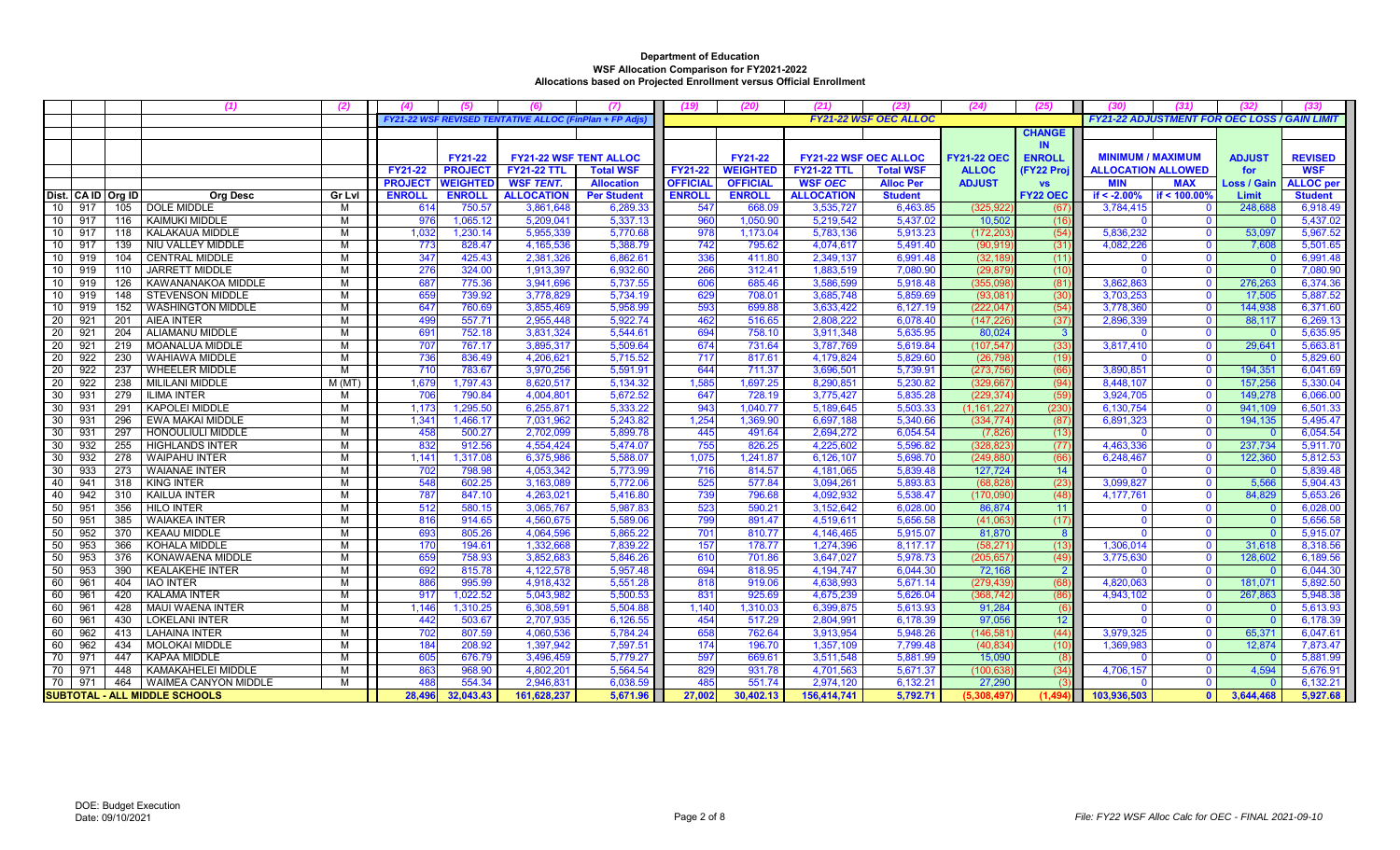**Department of Education**
**WSF Allocation Comparison for FY2021-2022**
**Allocations based on Projected Enrollment versus Official Enrollment**

| | | | (1) | (2) | (4) | (5) | (6) | (7) | (19) | (20) | (21) | (23) | (24) | (25) | (30) | (31) | (32) | (33) |
|---|---|---|---|---|---|---|---|---|---|---|---|---|---|---|---|---|---|---|
| | | | | | *FY21-22 WSF REVISED TENTATIVE ALLOC (FinPlan + FP Adjs)* | | | | *FY21-22 WSF OEC ALLOC* | | | | | | *FY21-22 ADJUSTMENT FOR OEC LOSS / GAIN LIMIT* | | | |
| | | | | | | FY21-22 | FY21-22 WSF TENT ALLOC | | | FY21-22 | FY21-22 WSF OEC ALLOC | | FY21-22 OEC | CHANGE IN ENROLL | MINIMUM / MAXIMUM ALLOCATION ALLOWED | | ADJUST for | REVISED WSF |
| | | | | | FY21-22 PROJECT | PROJECT WEIGHTED | FY21-22 TTL WSF *TENT.* | Total WSF Allocation | FY21-22 OFFICIAL | WEIGHTED OFFICIAL | FY21-22 TTL WSF OEC | Total WSF Alloc Per | ALLOC ADJUST | (FY22 Proj vs FY22 OEC | MIN | MAX | Loss / Gain | ALLOC per |
| Dist. | CA ID | Org ID | Org Desc | Gr Lvl | ENROLL | ENROLL | ALLOCATION | Per Student | ENROLL | ENROLL | ALLOCATION | Student | | | if < -2.00% | if < 100.00% | Limit | Student |
| 10 | 917 | 105 | DOLE MIDDLE | M | 614 | 750.57 | 3,861,648 | 6,289.33 | 547 | 668.09 | 3,535,727 | 6,463.85 | (325,922) | (67) | 3,784,415 | 0 | 248,688 | 6,918.49 |
| 10 | 917 | 116 | KAIMUKI MIDDLE | M | 976 | 1,065.12 | 5,209,041 | 5,337.13 | 960 | 1,050.90 | 5,219,542 | 5,437.02 | 10,502 | (16) | 0 | 0 | 0 | 5,437.02 |
| 10 | 917 | 118 | KALAKAUA MIDDLE | M | 1,032 | 1,230.14 | 5,955,339 | 5,770.68 | 978 | 1,173.04 | 5,783,136 | 5,913.23 | (172,203) | (54) | 5,836,232 | 0 | 53,097 | 5,967.52 |
| 10 | 917 | 139 | NIU VALLEY MIDDLE | M | 773 | 828.47 | 4,165,536 | 5,388.79 | 742 | 795.62 | 4,074,617 | 5,491.40 | (90,919) | (31) | 4,082,226 | 0 | 7,608 | 5,501.65 |
| 10 | 919 | 104 | CENTRAL MIDDLE | M | 347 | 425.43 | 2,381,326 | 6,862.61 | 336 | 411.80 | 2,349,137 | 6,991.48 | (32,189) | (11) | 0 | 0 | 0 | 6,991.48 |
| 10 | 919 | 110 | JARRETT MIDDLE | M | 276 | 324.00 | 1,913,397 | 6,932.60 | 266 | 312.41 | 1,883,519 | 7,080.90 | (29,879) | (10) | 0 | 0 | 0 | 7,080.90 |
| 10 | 919 | 126 | KAWANANAKOA MIDDLE | M | 687 | 775.36 | 3,941,696 | 5,737.55 | 606 | 685.46 | 3,586,599 | 5,918.48 | (355,098) | (81) | 3,862,863 | 0 | 276,263 | 6,374.36 |
| 10 | 919 | 148 | STEVENSON MIDDLE | M | 659 | 739.92 | 3,778,829 | 5,734.19 | 629 | 708.01 | 3,685,748 | 5,859.69 | (93,081) | (30) | 3,703,253 | 0 | 17,505 | 5,887.52 |
| 10 | 919 | 152 | WASHINGTON MIDDLE | M | 647 | 760.69 | 3,855,469 | 5,958.99 | 593 | 699.88 | 3,633,422 | 6,127.19 | (222,047) | (54) | 3,778,360 | 0 | 144,938 | 6,371.60 |
| 20 | 921 | 201 | AIEA INTER | M | 499 | 557.71 | 2,955,448 | 5,922.74 | 462 | 516.65 | 2,808,222 | 6,078.40 | (147,226) | (37) | 2,896,339 | 0 | 88,117 | 6,269.13 |
| 20 | 921 | 204 | ALIAMANU MIDDLE | M | 691 | 752.18 | 3,831,324 | 5,544.61 | 694 | 758.10 | 3,911,348 | 5,635.95 | 80,024 | 3 | 0 | 0 | 0 | 5,635.95 |
| 20 | 921 | 219 | MOANALUA MIDDLE | M | 707 | 767.17 | 3,895,317 | 5,509.64 | 674 | 731.64 | 3,787,769 | 5,619.84 | (107,547) | (33) | 3,817,410 | 0 | 29,641 | 5,663.81 |
| 20 | 922 | 230 | WAHIAWA MIDDLE | M | 736 | 836.49 | 4,206,621 | 5,715.52 | 717 | 817.61 | 4,179,824 | 5,829.60 | (26,798) | (19) | 0 | 0 | 0 | 5,829.60 |
| 20 | 922 | 237 | WHEELER MIDDLE | M | 710 | 783.67 | 3,970,256 | 5,591.91 | 644 | 711.37 | 3,696,501 | 5,739.91 | (273,756) | (66) | 3,890,851 | 0 | 194,351 | 6,041.69 |
| 20 | 922 | 238 | MILILANI MIDDLE | M (MT) | 1,679 | 1,797.43 | 8,620,517 | 5,134.32 | 1,585 | 1,697.25 | 8,290,851 | 5,230.82 | (329,667) | (94) | 8,448,107 | 0 | 157,256 | 5,330.04 |
| 30 | 931 | 279 | ILIMA INTER | M | 706 | 790.84 | 4,004,801 | 5,672.52 | 647 | 728.19 | 3,775,427 | 5,835.28 | (229,374) | (59) | 3,924,705 | 0 | 149,278 | 6,066.00 |
| 30 | 931 | 291 | KAPOLEI MIDDLE | M | 1,173 | 1,295.50 | 6,255,871 | 5,333.22 | 943 | 1,040.77 | 5,189,645 | 5,503.33 | (1,161,227) | (230) | 6,130,754 | 0 | 941,109 | 6,501.33 |
| 30 | 931 | 296 | EWA MAKAI MIDDLE | M | 1,341 | 1,466.17 | 7,031,962 | 5,243.82 | 1,254 | 1,369.90 | 6,697,188 | 5,340.66 | (334,774) | (87) | 6,891,323 | 0 | 194,135 | 5,495.47 |
| 30 | 931 | 297 | HONOULIULI MIDDLE | M | 458 | 500.27 | 2,702,099 | 5,899.78 | 445 | 491.64 | 2,694,272 | 6,054.54 | (7,826) | (13) | 0 | 0 | 0 | 6,054.54 |
| 30 | 932 | 255 | HIGHLANDS INTER | M | 832 | 912.56 | 4,554,424 | 5,474.07 | 755 | 826.25 | 4,225,602 | 5,596.82 | (328,823) | (77) | 4,463,336 | 0 | 237,734 | 5,911.70 |
| 30 | 932 | 278 | WAIPAHU INTER | M | 1,141 | 1,317.08 | 6,375,986 | 5,588.07 | 1,075 | 1,241.87 | 6,126,107 | 5,698.70 | (249,880) | (66) | 6,248,467 | 0 | 122,360 | 5,812.53 |
| 30 | 933 | 273 | WAIANAE INTER | M | 702 | 798.98 | 4,053,342 | 5,773.99 | 716 | 814.57 | 4,181,065 | 5,839.48 | 127,724 | 14 | 0 | 0 | 0 | 5,839.48 |
| 40 | 941 | 318 | KING INTER | M | 548 | 602.25 | 3,163,089 | 5,772.06 | 525 | 577.84 | 3,094,261 | 5,893.83 | (68,828) | (23) | 3,099,827 | 0 | 5,566 | 5,904.43 |
| 40 | 942 | 310 | KAILUA INTER | M | 787 | 847.10 | 4,263,021 | 5,416.80 | 739 | 796.68 | 4,092,932 | 5,538.47 | (170,090) | (48) | 4,177,761 | 0 | 84,829 | 5,653.26 |
| 50 | 951 | 356 | HILO INTER | M | 512 | 580.15 | 3,065,767 | 5,987.83 | 523 | 590.21 | 3,152,642 | 6,028.00 | 86,874 | 11 | 0 | 0 | 0 | 6,028.00 |
| 50 | 951 | 385 | WAIAKEA INTER | M | 816 | 914.65 | 4,560,675 | 5,589.06 | 799 | 891.47 | 4,519,611 | 5,656.58 | (41,063) | (17) | 0 | 0 | 0 | 5,656.58 |
| 50 | 952 | 370 | KEAAU MIDDLE | M | 693 | 805.26 | 4,064,596 | 5,865.22 | 701 | 810.77 | 4,146,465 | 5,915.07 | 81,870 | 8 | 0 | 0 | 0 | 5,915.07 |
| 50 | 953 | 366 | KOHALA MIDDLE | M | 170 | 194.61 | 1,332,668 | 7,839.22 | 157 | 178.77 | 1,274,396 | 8,117.17 | (58,271) | (13) | 1,306,014 | 0 | 31,618 | 8,318.56 |
| 50 | 953 | 376 | KONAWAENA MIDDLE | M | 659 | 758.93 | 3,852,683 | 5,846.26 | 610 | 701.86 | 3,647,027 | 5,978.73 | (205,657) | (49) | 3,775,630 | 0 | 128,602 | 6,189.56 |
| 50 | 953 | 390 | KEALAKEHE INTER | M | 692 | 815.78 | 4,122,578 | 5,957.48 | 694 | 818.95 | 4,194,747 | 6,044.30 | 72,168 | 2 | 0 | 0 | 0 | 6,044.30 |
| 60 | 961 | 404 | IAO INTER | M | 886 | 995.99 | 4,918,432 | 5,551.28 | 818 | 919.06 | 4,638,993 | 5,671.14 | (279,439) | (68) | 4,820,063 | 0 | 181,071 | 5,892.50 |
| 60 | 961 | 420 | KALAMA INTER | M | 917 | 1,022.52 | 5,043,982 | 5,500.53 | 831 | 925.69 | 4,675,239 | 5,626.04 | (368,742) | (86) | 4,943,102 | 0 | 267,863 | 5,948.38 |
| 60 | 961 | 428 | MAUI WAENA INTER | M | 1,146 | 1,310.25 | 6,308,591 | 5,504.88 | 1,140 | 1,310.03 | 6,399,875 | 5,613.93 | 91,284 | (6) | 0 | 0 | 0 | 5,613.93 |
| 60 | 961 | 430 | LOKELANI INTER | M | 442 | 503.67 | 2,707,935 | 6,126.55 | 454 | 517.29 | 2,804,991 | 6,178.39 | 97,056 | 12 | 0 | 0 | 0 | 6,178.39 |
| 60 | 962 | 413 | LAHAINA INTER | M | 702 | 807.59 | 4,060,536 | 5,784.24 | 658 | 762.64 | 3,913,954 | 5,948.26 | (146,581) | (44) | 3,979,325 | 0 | 65,371 | 6,047.61 |
| 60 | 962 | 434 | MOLOKAI MIDDLE | M | 184 | 208.92 | 1,397,942 | 7,597.51 | 174 | 196.70 | 1,357,109 | 7,799.48 | (40,834) | (10) | 1,369,983 | 0 | 12,874 | 7,873.47 |
| 70 | 971 | 447 | KAPAA MIDDLE | M | 605 | 676.79 | 3,496,459 | 5,779.27 | 597 | 669.61 | 3,511,548 | 5,881.99 | 15,090 | (8) | 0 | 0 | 0 | 5,881.99 |
| 70 | 971 | 448 | KAMAKAHELEI MIDDLE | M | 863 | 968.90 | 4,802,201 | 5,564.54 | 829 | 931.78 | 4,701,563 | 5,671.37 | (100,638) | (34) | 4,706,157 | 0 | 4,594 | 5,676.91 |
| 70 | 971 | 464 | WAIMEA CANYON MIDDLE | M | 488 | 554.34 | 2,946,831 | 6,038.59 | 485 | 551.74 | 2,974,120 | 6,132.21 | 27,290 | (3) | 0 | 0 | 0 | 6,132.21 |
| **SUBTOTAL - ALL MIDDLE SCHOOLS** | | | | | **28,496** | **32,043.43** | **161,628,237** | **5,671.96** | **27,002** | **30,402.13** | **156,414,741** | **5,792.71** | **(5,308,497)** | **(1,494)** | **103,936,503** | **0** | **3,644,468** | **5,927.68** |

DOE: Budget Execution
Date: 09/10/2021

*File: FY22 WSF Alloc Calc for OEC - FINAL 2021-09-10*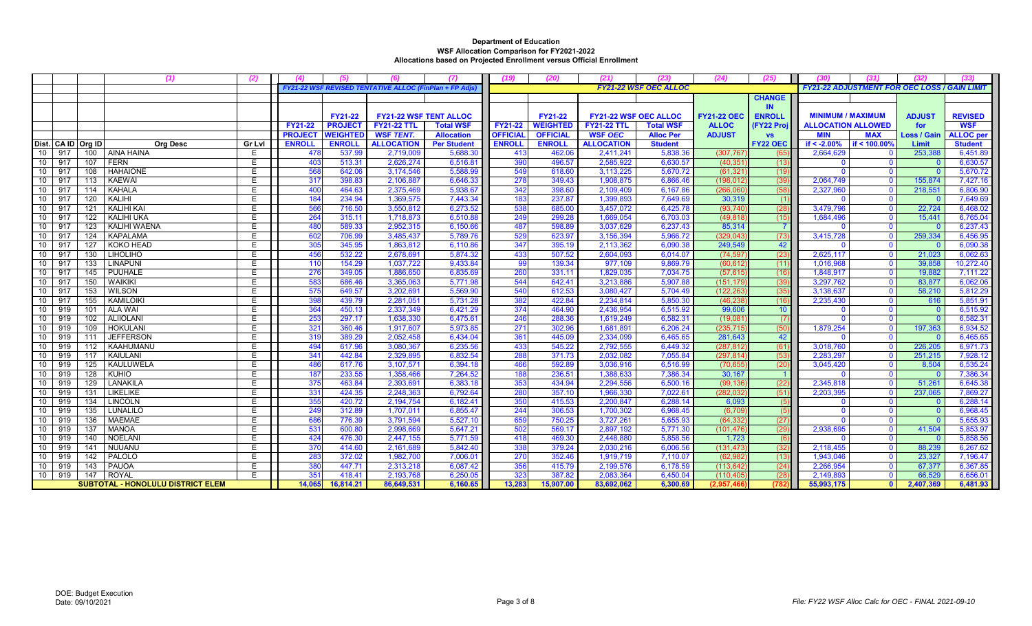**Department of Education**
**WSF Allocation Comparison for FY2021-2022**
**Allocations based on Projected Enrollment versus Official Enrollment**

| | | | (1) | (2) | (4) | (5) | (6) | (7) | (19) | (20) | (21) | (23) | (24) | (25) | (30) | (31) | (32) | (33) |
|---|---|---|---|---|---|---|---|---|---|---|---|---|---|---|---|---|---|---|
| | | | | | FY21-22 WSF REVISED TENTATIVE ALLOC (FinPlan + FP Adjs) | | | | FY21-22 WSF OEC ALLOC | | | | | | FY21-22 ADJUSTMENT FOR OEC LOSS / GAIN LIMIT | | | |
| | | | | | FY21-22 PROJECT ENROLL | FY21-22 PROJECT WEIGHTED ENROLL | FY21-22 WSF TENT ALLOC FY21-22 TTL WSF TENT. ALLOCATION | Total WSF Allocation Per Student | FY21-22 OFFICIAL ENROLL | FY21-22 WEIGHTED OFFICIAL ENROLL | FY21-22 WSF OEC ALLOC FY21-22 TTL WSF OEC ALLOCATION | Total WSF Alloc Per Student | FY21-22 OEC ALLOC ADJUST | CHANGE IN ENROLL (FY22 Proj vs FY22 OEC) | MINIMUM / MAXIMUM ALLOCATION ALLOWED MIN if < -2.00% | MAX if < 100.00% | ADJUST for Loss / Gain Limit | REVISED WSF ALLOC per Student |
| Dist. | CA ID | Org ID | Org Desc | Gr Lvl | | | | | | | | | | | | | | |
| 10 | 917 | 100 | AINA HAINA | E | 478 | 537.99 | 2,719,009 | 5,688.30 | 413 | 462.06 | 2,411,241 | 5,838.36 | (307,767) | (65) | 2,664,629 | 0 | 253,388 | 6,451.89 |
| 10 | 917 | 107 | FERN | E | 403 | 513.31 | 2,626,274 | 6,516.81 | 390 | 496.57 | 2,585,922 | 6,630.57 | (40,351) | (13) | 0 | 0 | 0 | 6,630.57 |
| 10 | 917 | 108 | HAHAIONE | E | 568 | 642.06 | 3,174,546 | 5,588.99 | 549 | 618.60 | 3,113,225 | 5,670.72 | (61,321) | (19) | 0 | 0 | 0 | 5,670.72 |
| 10 | 917 | 113 | KAEWAI | E | 317 | 398.83 | 2,106,887 | 6,646.33 | 278 | 349.43 | 1,908,875 | 6,866.46 | (198,012) | (39) | 2,064,749 | 0 | 155,874 | 7,427.16 |
| 10 | 917 | 114 | KAHALA | E | 400 | 464.63 | 2,375,469 | 5,938.67 | 342 | 398.60 | 2,109,409 | 6,167.86 | (266,060) | (58) | 2,327,960 | 0 | 218,551 | 6,806.90 |
| 10 | 917 | 120 | KALIHI | E | 184 | 234.94 | 1,369,575 | 7,443.34 | 183 | 237.87 | 1,399,893 | 7,649.69 | 30,319 | (1) | 0 | 0 | 0 | 7,649.69 |
| 10 | 917 | 121 | KALIHI KAI | E | 566 | 716.50 | 3,550,812 | 6,273.52 | 538 | 685.00 | 3,457,072 | 6,425.78 | (93,740) | (28) | 3,479,796 | 0 | 22,724 | 6,468.02 |
| 10 | 917 | 122 | KALIHI UKA | E | 264 | 315.11 | 1,718,873 | 6,510.88 | 249 | 299.28 | 1,669,054 | 6,703.03 | (49,818) | (15) | 1,684,496 | 0 | 15,441 | 6,765.04 |
| 10 | 917 | 123 | KALIHI WAENA | E | 480 | 589.33 | 2,952,315 | 6,150.66 | 487 | 598.89 | 3,037,629 | 6,237.43 | 85,314 | 7 | 0 | 0 | 0 | 6,237.43 |
| 10 | 917 | 124 | KAPALAMA | E | 602 | 706.99 | 3,485,437 | 5,789.76 | 529 | 623.97 | 3,156,394 | 5,966.72 | (329,043) | (73) | 3,415,728 | 0 | 259,334 | 6,456.95 |
| 10 | 917 | 127 | KOKO HEAD | E | 305 | 345.95 | 1,863,812 | 6,110.86 | 347 | 395.19 | 2,113,362 | 6,090.38 | 249,549 | 42 | 0 | 0 | 0 | 6,090.38 |
| 10 | 917 | 130 | LIHOLIHO | E | 456 | 532.22 | 2,678,691 | 5,874.32 | 433 | 507.52 | 2,604,093 | 6,014.07 | (74,597) | (23) | 2,625,117 | 0 | 21,023 | 6,062.63 |
| 10 | 917 | 133 | LINAPUNI | E | 110 | 154.29 | 1,037,722 | 9,433.84 | 99 | 139.34 | 977,109 | 9,869.79 | (60,612) | (11) | 1,016,968 | 0 | 39,858 | 10,272.40 |
| 10 | 917 | 145 | PUUHALE | E | 276 | 349.05 | 1,886,650 | 6,835.69 | 260 | 331.11 | 1,829,035 | 7,034.75 | (57,615) | (16) | 1,848,917 | 0 | 19,882 | 7,111.22 |
| 10 | 917 | 150 | WAIKIKI | E | 583 | 686.46 | 3,365,063 | 5,771.98 | 544 | 642.41 | 3,213,886 | 5,907.88 | (151,179) | (39) | 3,297,762 | 0 | 83,877 | 6,062.06 |
| 10 | 917 | 153 | WILSON | E | 575 | 649.57 | 3,202,691 | 5,569.90 | 540 | 612.53 | 3,080,427 | 5,704.49 | (122,263) | (35) | 3,138,637 | 0 | 58,210 | 5,812.29 |
| 10 | 917 | 155 | KAMILOIKI | E | 398 | 439.79 | 2,281,051 | 5,731.28 | 382 | 422.84 | 2,234,814 | 5,850.30 | (46,238) | (16) | 2,235,430 | 0 | 616 | 5,851.91 |
| 10 | 919 | 101 | ALA WAI | E | 364 | 450.13 | 2,337,349 | 6,421.29 | 374 | 464.90 | 2,436,954 | 6,515.92 | 99,606 | 10 | 0 | 0 | 0 | 6,515.92 |
| 10 | 919 | 102 | ALIIOLANI | E | 253 | 297.17 | 1,638,330 | 6,475.61 | 246 | 288.36 | 1,619,249 | 6,582.31 | (19,081) | (7) | 0 | 0 | 0 | 6,582.31 |
| 10 | 919 | 109 | HOKULANI | E | 321 | 360.46 | 1,917,607 | 5,973.85 | 271 | 302.96 | 1,681,891 | 6,206.24 | (235,715) | (50) | 1,879,254 | 0 | 197,363 | 6,934.52 |
| 10 | 919 | 111 | JEFFERSON | E | 319 | 389.29 | 2,052,458 | 6,434.04 | 361 | 445.09 | 2,334,099 | 6,465.65 | 281,643 | 42 | 0 | 0 | 0 | 6,465.65 |
| 10 | 919 | 112 | KAAHUMANU | E | 494 | 617.96 | 3,080,367 | 6,235.56 | 433 | 545.22 | 2,792,555 | 6,449.32 | (287,812) | (61) | 3,018,760 | 0 | 226,205 | 6,971.73 |
| 10 | 919 | 117 | KAIULANI | E | 341 | 442.84 | 2,329,895 | 6,832.54 | 288 | 371.73 | 2,032,082 | 7,055.84 | (297,814) | (53) | 2,283,297 | 0 | 251,215 | 7,928.12 |
| 10 | 919 | 125 | KAULUWELA | E | 486 | 617.76 | 3,107,571 | 6,394.18 | 466 | 592.89 | 3,036,916 | 6,516.99 | (70,655) | (20) | 3,045,420 | 0 | 8,504 | 6,535.24 |
| 10 | 919 | 128 | KUHIO | E | 187 | 233.55 | 1,358,466 | 7,264.52 | 188 | 236.51 | 1,388,633 | 7,386.34 | 30,167 | 1 | 0 | 0 | 0 | 7,386.34 |
| 10 | 919 | 129 | LANAKILA | E | 375 | 463.84 | 2,393,691 | 6,383.18 | 353 | 434.94 | 2,294,556 | 6,500.16 | (99,136) | (22) | 2,345,818 | 0 | 51,261 | 6,645.38 |
| 10 | 919 | 131 | LIKELIKE | E | 331 | 424.35 | 2,248,363 | 6,792.64 | 280 | 357.10 | 1,966,330 | 7,022.61 | (282,032) | (51) | 2,203,395 | 0 | 237,065 | 7,869.27 |
| 10 | 919 | 134 | LINCOLN | E | 355 | 420.72 | 2,194,754 | 6,182.41 | 350 | 415.53 | 2,200,847 | 6,288.14 | 6,093 | (5) | 0 | 0 | 0 | 6,288.14 |
| 10 | 919 | 135 | LUNALILO | E | 249 | 312.89 | 1,707,011 | 6,855.47 | 244 | 306.53 | 1,700,302 | 6,968.45 | (6,709) | (5) | 0 | 0 | 0 | 6,968.45 |
| 10 | 919 | 136 | MAEMAE | E | 686 | 776.39 | 3,791,594 | 5,527.10 | 659 | 750.25 | 3,727,261 | 5,655.93 | (64,332) | (27) | 0 | 0 | 0 | 5,655.93 |
| 10 | 919 | 137 | MANOA | E | 531 | 600.80 | 2,998,669 | 5,647.21 | 502 | 569.17 | 2,897,192 | 5,771.30 | (101,476) | (29) | 2,938,695 | 0 | 41,504 | 5,853.97 |
| 10 | 919 | 140 | NOELANI | E | 424 | 476.30 | 2,447,155 | 5,771.59 | 418 | 469.30 | 2,448,880 | 5,858.56 | 1,723 | (6) | 0 | 0 | 0 | 5,858.56 |
| 10 | 919 | 141 | NUUANU | E | 370 | 414.60 | 2,161,689 | 5,842.40 | 338 | 379.24 | 2,030,216 | 6,006.56 | (131,473) | (32) | 2,118,455 | 0 | 88,239 | 6,267.62 |
| 10 | 919 | 142 | PALOLO | E | 283 | 372.02 | 1,982,700 | 7,006.01 | 270 | 352.46 | 1,919,719 | 7,110.07 | (62,982) | (13) | 1,943,046 | 0 | 23,327 | 7,196.47 |
| 10 | 919 | 143 | PAUOA | E | 380 | 447.71 | 2,313,218 | 6,087.42 | 356 | 415.79 | 2,199,576 | 6,178.59 | (113,642) | (24) | 2,266,954 | 0 | 67,377 | 6,367.85 |
| 10 | 919 | 147 | ROYAL | E | 351 | 418.41 | 2,193,768 | 6,250.05 | 323 | 387.82 | 2,083,364 | 6,450.04 | (110,405) | (28) | 2,149,893 | 0 | 66,529 | 6,656.01 |
| | | | **SUBTOTAL - HONOLULU DISTRICT ELEM** | | **14,065** | **16,814.21** | **86,649,531** | **6,160.65** | **13,283** | **15,907.00** | **83,692,062** | **6,300.69** | **(2,957,466)** | **(782)** | **55,993,175** | **0** | **2,407,369** | **6,481.93** |

DOE: Budget Execution
Date: 09/10/2021

File: FY22 WSF Alloc Calc for OEC - FINAL 2021-09-10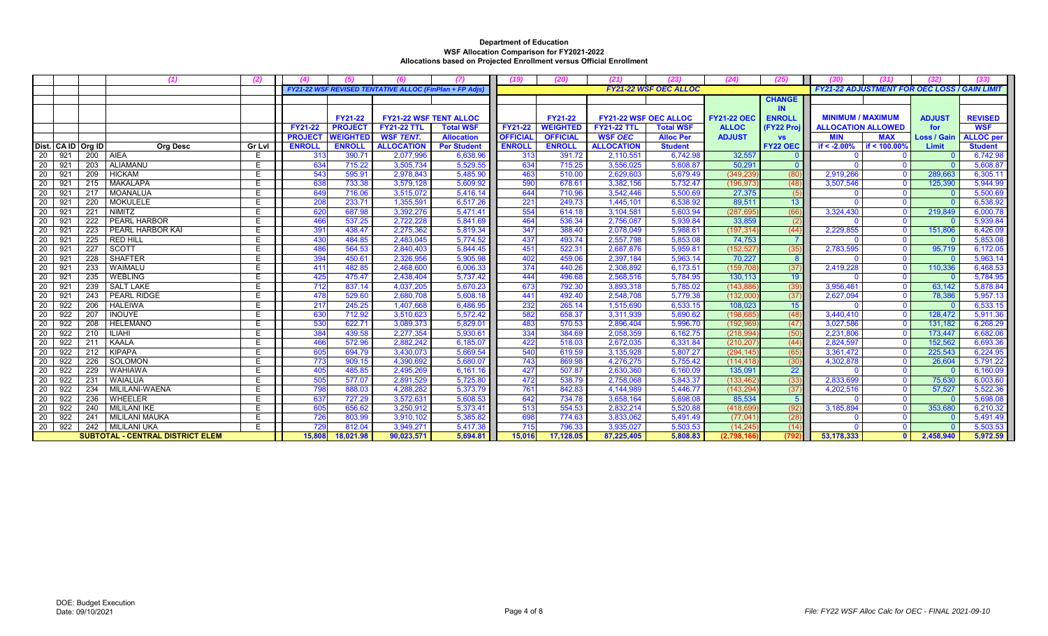# Department of Education
## WSF Allocation Comparison for FY2021-2022
### Allocations based on Projected Enrollment versus Official Enrollment

| | | | (1) | (2) | (4) | (5) | (6) | (7) | (19) | (20) | (21) | (23) | (24) | (25) | (30) | (31) | (32) | (33) |
|---|---|---|---|---|---|---|---|---|---|---|---|---|---|---|---|---|---|---|
| | | | | | FY21-22 WSF REVISED TENTATIVE ALLOC (FinPlan + FP Adjs) | | | | FY21-22 WSF OEC ALLOC | | | | | | FY21-22 ADJUSTMENT FOR OEC LOSS / GAIN LIMIT | | | |
| | | | | | | FY21-22 | FY21-22 WSF TENT ALLOC | | | FY21-22 | FY21-22 WSF OEC ALLOC | | FY21-22 OEC | CHANGE IN ENROLL | MINIMUM / MAXIMUM | | ADJUST | REVISED |
| | | | | | FY21-22 | PROJECT | FY21-22 TTL | Total WSF | FY21-22 | WEIGHTED | FY21-22 TTL | Total WSF | ALLOC | (FY22 Proj | ALLOCATION ALLOWED | | for | WSF |
| | | | | | PROJECT | WEIGHTED | WSF TENT. | Allocation | OFFICIAL | OFFICIAL | WSF OEC | Alloc Per | ADJUST | vs | MIN | MAX | Loss / Gain | ALLOC per |
| Dist. | CA ID | Org ID | Org Desc | Gr Lvl | ENROLL | ENROLL | ALLOCATION | Per Student | ENROLL | ENROLL | ALLOCATION | Student | | FY22 OEC | if < -2.00% | if < 100.00% | Limit | Student |
| 20 | 921 | 200 | AIEA | E | 313 | 390.71 | 2,077,996 | 6,638.96 | 313 | 391.72 | 2,110,551 | 6,742.98 | 32,557 | 0 | 0 | 0 | 0 | 6,742.98 |
| 20 | 921 | 203 | ALIAMANU | E | 634 | 715.22 | 3,505,734 | 5,529.55 | 634 | 715.25 | 3,556,025 | 5,608.87 | 50,291 | 0 | 0 | 0 | 0 | 5,608.87 |
| 20 | 921 | 209 | HICKAM | E | 543 | 595.91 | 2,978,843 | 5,485.90 | 463 | 510.00 | 2,629,603 | 5,679.49 | (349,239) | (80) | 2,919,266 | 0 | 289,663 | 6,305.11 |
| 20 | 921 | 215 | MAKALAPA | E | 638 | 733.38 | 3,579,128 | 5,609.92 | 590 | 678.61 | 3,382,156 | 5,732.47 | (196,973) | (48) | 3,507,546 | 0 | 125,390 | 5,944.99 |
| 20 | 921 | 217 | MOANALUA | E | 649 | 716.06 | 3,515,072 | 5,416.14 | 644 | 710.96 | 3,542,446 | 5,500.69 | 27,375 | (5) | 0 | 0 | 0 | 5,500.69 |
| 20 | 921 | 220 | MOKULELE | E | 208 | 233.71 | 1,355,591 | 6,517.26 | 221 | 249.73 | 1,445,101 | 6,538.92 | 89,511 | 13 | 0 | 0 | 0 | 6,538.92 |
| 20 | 921 | 221 | NIMITZ | E | 620 | 687.98 | 3,392,276 | 5,471.41 | 554 | 614.18 | 3,104,581 | 5,603.94 | (287,695) | (66) | 3,324,430 | 0 | 219,849 | 6,000.78 |
| 20 | 921 | 222 | PEARL HARBOR | E | 466 | 537.25 | 2,722,228 | 5,841.69 | 464 | 536.34 | 2,756,087 | 5,939.84 | 33,859 | (2) | 0 | 0 | 0 | 5,939.84 |
| 20 | 921 | 223 | PEARL HARBOR KAI | E | 391 | 438.47 | 2,275,362 | 5,819.34 | 347 | 388.40 | 2,078,049 | 5,988.61 | (197,314) | (44) | 2,229,855 | 0 | 151,806 | 6,426.09 |
| 20 | 921 | 225 | RED HILL | E | 430 | 484.85 | 2,483,045 | 5,774.52 | 437 | 493.74 | 2,557,798 | 5,853.08 | 74,753 | 7 | 0 | 0 | 0 | 5,853.08 |
| 20 | 921 | 227 | SCOTT | E | 486 | 564.53 | 2,840,403 | 5,844.45 | 451 | 522.31 | 2,687,876 | 5,959.81 | (152,527) | (35) | 2,783,595 | 0 | 95,719 | 6,172.05 |
| 20 | 921 | 228 | SHAFTER | E | 394 | 450.61 | 2,326,956 | 5,905.98 | 402 | 459.06 | 2,397,184 | 5,963.14 | 70,227 | 8 | 0 | 0 | 0 | 5,963.14 |
| 20 | 921 | 233 | WAIMALU | E | 411 | 482.85 | 2,468,600 | 6,006.33 | 374 | 440.26 | 2,308,892 | 6,173.51 | (159,708) | (37) | 2,419,228 | 0 | 110,336 | 6,468.53 |
| 20 | 921 | 235 | WEBLING | E | 425 | 475.47 | 2,438,404 | 5,737.42 | 444 | 496.68 | 2,568,516 | 5,784.95 | 130,113 | 19 | 0 | 0 | 0 | 5,784.95 |
| 20 | 921 | 239 | SALT LAKE | E | 712 | 837.14 | 4,037,205 | 5,670.23 | 673 | 792.30 | 3,893,318 | 5,785.02 | (143,886) | (39) | 3,956,461 | 0 | 63,142 | 5,878.84 |
| 20 | 921 | 243 | PEARL RIDGE | E | 478 | 529.60 | 2,680,708 | 5,608.18 | 441 | 492.40 | 2,548,708 | 5,779.38 | (132,000) | (37) | 2,627,094 | 0 | 78,386 | 5,957.13 |
| 20 | 922 | 206 | HALEIWA | E | 217 | 245.25 | 1,407,668 | 6,486.95 | 232 | 265.14 | 1,515,690 | 6,533.15 | 108,023 | 15 | 0 | 0 | 0 | 6,533.15 |
| 20 | 922 | 207 | INOUYE | E | 630 | 712.92 | 3,510,623 | 5,572.42 | 582 | 658.37 | 3,311,939 | 5,690.62 | (198,685) | (48) | 3,440,410 | 0 | 128,472 | 5,911.36 |
| 20 | 922 | 208 | HELEMANO | E | 530 | 622.71 | 3,089,373 | 5,829.01 | 483 | 570.53 | 2,896,404 | 5,996.70 | (192,969) | (47) | 3,027,586 | 0 | 131,182 | 6,268.29 |
| 20 | 922 | 210 | ILIAHI | E | 384 | 439.58 | 2,277,354 | 5,930.61 | 334 | 384.69 | 2,058,359 | 6,162.75 | (218,994) | (50) | 2,231,806 | 0 | 173,447 | 6,682.06 |
| 20 | 922 | 211 | KAALA | E | 466 | 572.96 | 2,882,242 | 6,185.07 | 422 | 518.03 | 2,672,035 | 6,331.84 | (210,207) | (44) | 2,824,597 | 0 | 152,562 | 6,693.36 |
| 20 | 922 | 212 | KIPAPA | E | 605 | 694.79 | 3,430,073 | 5,669.54 | 540 | 619.59 | 3,135,928 | 5,807.27 | (294,145) | (65) | 3,361,472 | 0 | 225,543 | 6,224.95 |
| 20 | 922 | 226 | SOLOMON | E | 773 | 909.15 | 4,390,692 | 5,680.07 | 743 | 869.98 | 4,276,275 | 5,755.42 | (114,418) | (30) | 4,302,878 | 0 | 26,604 | 5,791.22 |
| 20 | 922 | 229 | WAHIAWA | E | 405 | 485.85 | 2,495,269 | 6,161.16 | 427 | 507.87 | 2,630,360 | 6,160.09 | 135,091 | 22 | 0 | 0 | 0 | 6,160.09 |
| 20 | 922 | 231 | WAIALUA | E | 505 | 577.07 | 2,891,529 | 5,725.80 | 472 | 538.79 | 2,758,068 | 5,843.37 | (133,462) | (33) | 2,833,699 | 0 | 75,630 | 6,003.60 |
| 20 | 922 | 234 | MILILANI-WAENA | E | 798 | 888.03 | 4,288,282 | 5,373.79 | 761 | 842.83 | 4,144,989 | 5,446.77 | (143,294) | (37) | 4,202,516 | 0 | 57,527 | 5,522.36 |
| 20 | 922 | 236 | WHEELER | E | 637 | 727.29 | 3,572,631 | 5,608.53 | 642 | 734.78 | 3,658,164 | 5,698.08 | 85,534 | 5 | 0 | 0 | 0 | 5,698.08 |
| 20 | 922 | 240 | MILILANI IKE | E | 605 | 656.62 | 3,250,912 | 5,373.41 | 513 | 554.53 | 2,832,214 | 5,520.88 | (418,699) | (92) | 3,185,894 | 0 | 353,680 | 6,210.32 |
| 20 | 922 | 241 | MILILANI MAUKA | E | 726 | 803.99 | 3,910,102 | 5,385.82 | 698 | 774.63 | 3,833,062 | 5,491.49 | (77,041) | (28) | 0 | 0 | 0 | 5,491.49 |
| 20 | 922 | 242 | MILILANI UKA | E | 729 | 812.04 | 3,949,271 | 5,417.38 | 715 | 796.33 | 3,935,027 | 5,503.53 | (14,245) | (14) | 0 | 0 | 0 | 5,503.53 |
| SUBTOTAL - CENTRAL DISTRICT ELEM | | | | | 15,808 | 18,021.98 | 90,023,571 | 5,694.81 | 15,016 | 17,128.05 | 87,225,405 | 5,808.83 | (2,798,166) | (792) | 53,178,333 | 0 | 2,458,940 | 5,972.59 |

DOE: Budget Execution
Date: 09/10/2021

File: FY22 WSF Alloc Calc for OEC - FINAL 2021-09-10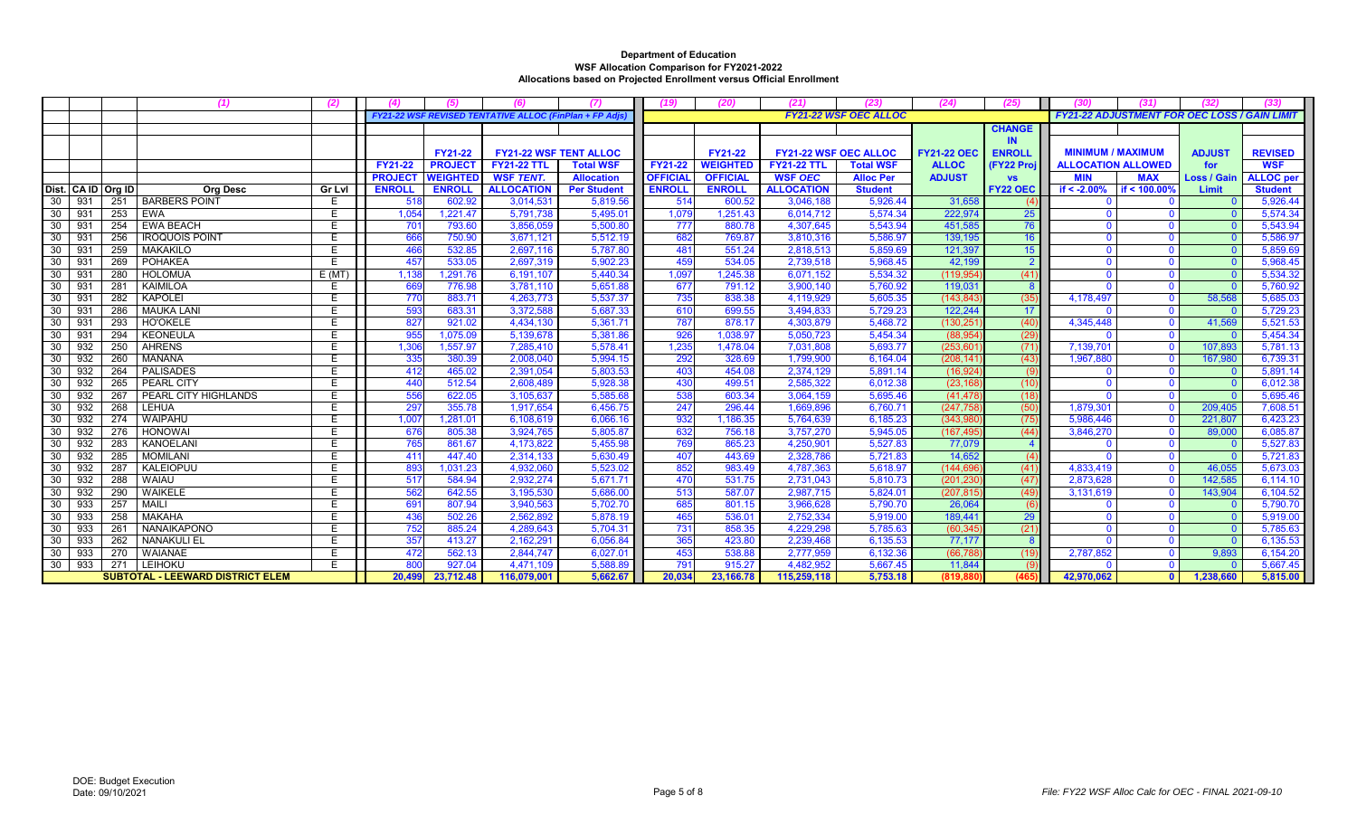**Department of Education**
**WSF Allocation Comparison for FY2021-2022**
**Allocations based on Projected Enrollment versus Official Enrollment**

| | | | (1) | (2) | (4) | (5) | (6) | (7) | (19) | (20) | (21) | (23) | (24) | (25) | (30) | (31) | (32) | (33) |
|---|---|---|---|---|---|---|---|---|---|---|---|---|---|---|---|---|---|---|
| | | | | | FY21-22 WSF REVISED TENTATIVE ALLOC (FinPlan + FP Adjs) | | | | FY21-22 WSF OEC ALLOC | | | | | | FY21-22 ADJUSTMENT FOR OEC LOSS / GAIN LIMIT | | | |
| | | | | | FY21-22 PROJECT ENROLL | FY21-22 PROJECT WEIGHTED ENROLL | FY21-22 WSF TENT ALLOC FY21-22 TTL WSF TENT. ALLOCATION | FY21-22 WSF TENT ALLOC Total WSF Allocation Per Student | FY21-22 OFFICIAL ENROLL | FY21-22 WEIGHTED OFFICIAL ENROLL | FY21-22 WSF OEC ALLOC FY21-22 TTL WSF OEC ALLOCATION | FY21-22 WSF OEC ALLOC Total WSF Alloc Per Student | FY21-22 OEC ALLOC ADJUST | CHANGE IN ENROLL (FY22 Proj vs FY22 OEC) | MINIMUM / MAXIMUM ALLOCATION ALLOWED MIN if < -2.00% | MINIMUM / MAXIMUM ALLOCATION ALLOWED MAX if < 100.00% | ADJUST for Loss / Gain Limit | REVISED WSF ALLOC per Student |
| Dist. | CA ID | Org ID | Org Desc | Gr Lvl | | | | | | | | | | | | | | |
| 30 | 931 | 251 | BARBERS POINT | E | 518 | 602.92 | 3,014,531 | 5,819.56 | 514 | 600.52 | 3,046,188 | 5,926.44 | 31,658 | (4) | 0 | 0 | 0 | 5,926.44 |
| 30 | 931 | 253 | EWA | E | 1,054 | 1,221.47 | 5,791,738 | 5,495.01 | 1,079 | 1,251.43 | 6,014,712 | 5,574.34 | 222,974 | 25 | 0 | 0 | 0 | 5,574.34 |
| 30 | 931 | 254 | EWA BEACH | E | 701 | 793.60 | 3,856,059 | 5,500.80 | 777 | 880.78 | 4,307,645 | 5,543.94 | 451,585 | 76 | 0 | 0 | 0 | 5,543.94 |
| 30 | 931 | 256 | IROQUOIS POINT | E | 666 | 750.90 | 3,671,121 | 5,512.19 | 682 | 769.87 | 3,810,316 | 5,586.97 | 139,195 | 16 | 0 | 0 | 0 | 5,586.97 |
| 30 | 931 | 259 | MAKAKILO | E | 466 | 532.85 | 2,697,116 | 5,787.80 | 481 | 551.24 | 2,818,513 | 5,859.69 | 121,397 | 15 | 0 | 0 | 0 | 5,859.69 |
| 30 | 931 | 269 | POHAKEA | E | 457 | 533.05 | 2,697,319 | 5,902.23 | 459 | 534.05 | 2,739,518 | 5,968.45 | 42,199 | 2 | 0 | 0 | 0 | 5,968.45 |
| 30 | 931 | 280 | HOLOMUA | E (MT) | 1,138 | 1,291.76 | 6,191,107 | 5,440.34 | 1,097 | 1,245.38 | 6,071,152 | 5,534.32 | (119,954) | (41) | 0 | 0 | 0 | 5,534.32 |
| 30 | 931 | 281 | KAIMILOA | E | 669 | 776.98 | 3,781,110 | 5,651.88 | 677 | 791.12 | 3,900,140 | 5,760.92 | 119,031 | 8 | 0 | 0 | 0 | 5,760.92 |
| 30 | 931 | 282 | KAPOLEI | E | 770 | 883.71 | 4,263,773 | 5,537.37 | 735 | 838.38 | 4,119,929 | 5,605.35 | (143,843) | (35) | 4,178,497 | 0 | 58,568 | 5,685.03 |
| 30 | 931 | 286 | MAUKA LANI | E | 593 | 683.31 | 3,372,588 | 5,687.33 | 610 | 699.55 | 3,494,833 | 5,729.23 | 122,244 | 17 | 0 | 0 | 0 | 5,729.23 |
| 30 | 931 | 293 | HO'OKELE | E | 827 | 921.02 | 4,434,130 | 5,361.71 | 787 | 878.17 | 4,303,879 | 5,468.72 | (130,251) | (40) | 4,345,448 | 0 | 41,569 | 5,521.53 |
| 30 | 931 | 294 | KEONEULA | E | 955 | 1,075.09 | 5,139,678 | 5,381.86 | 926 | 1,038.97 | 5,050,723 | 5,454.34 | (88,954) | (29) | 0 | 0 | 0 | 5,454.34 |
| 30 | 932 | 250 | AHRENS | E | 1,306 | 1,557.97 | 7,285,410 | 5,578.41 | 1,235 | 1,478.04 | 7,031,808 | 5,693.77 | (253,601) | (71) | 7,139,701 | 0 | 107,893 | 5,781.13 |
| 30 | 932 | 260 | MANANA | E | 335 | 380.39 | 2,008,040 | 5,994.15 | 292 | 328.69 | 1,799,900 | 6,164.04 | (208,141) | (43) | 1,967,880 | 0 | 167,980 | 6,739.31 |
| 30 | 932 | 264 | PALISADES | E | 412 | 465.02 | 2,391,054 | 5,803.53 | 403 | 454.08 | 2,374,129 | 5,891.14 | (16,924) | (9) | 0 | 0 | 0 | 5,891.14 |
| 30 | 932 | 265 | PEARL CITY | E | 440 | 512.54 | 2,608,489 | 5,928.38 | 430 | 499.51 | 2,585,322 | 6,012.38 | (23,168) | (10) | 0 | 0 | 0 | 6,012.38 |
| 30 | 932 | 267 | PEARL CITY HIGHLANDS | E | 556 | 622.05 | 3,105,637 | 5,585.68 | 538 | 603.34 | 3,064,159 | 5,695.46 | (41,478) | (18) | 0 | 0 | 0 | 5,695.46 |
| 30 | 932 | 268 | LEHUA | E | 297 | 355.78 | 1,917,654 | 6,456.75 | 247 | 296.44 | 1,669,896 | 6,760.71 | (247,758) | (50) | 1,879,301 | 0 | 209,405 | 7,608.51 |
| 30 | 932 | 274 | WAIPAHU | E | 1,007 | 1,281.01 | 6,108,619 | 6,066.16 | 932 | 1,186.35 | 5,764,639 | 6,185.23 | (343,980) | (75) | 5,986,446 | 0 | 221,807 | 6,423.23 |
| 30 | 932 | 276 | HONOWAI | E | 676 | 805.38 | 3,924,765 | 5,805.87 | 632 | 756.18 | 3,757,270 | 5,945.05 | (167,495) | (44) | 3,846,270 | 0 | 89,000 | 6,085.87 |
| 30 | 932 | 283 | KANOELANI | E | 765 | 861.67 | 4,173,822 | 5,455.98 | 769 | 865.23 | 4,250,901 | 5,527.83 | 77,079 | 4 | 0 | 0 | 0 | 5,527.83 |
| 30 | 932 | 285 | MOMILANI | E | 411 | 447.40 | 2,314,133 | 5,630.49 | 407 | 443.69 | 2,328,786 | 5,721.83 | 14,652 | (4) | 0 | 0 | 0 | 5,721.83 |
| 30 | 932 | 287 | KALEIOPUU | E | 893 | 1,031.23 | 4,932,060 | 5,523.02 | 852 | 983.49 | 4,787,363 | 5,618.97 | (144,696) | (41) | 4,833,419 | 0 | 46,055 | 5,673.03 |
| 30 | 932 | 288 | WAIAU | E | 517 | 584.94 | 2,932,274 | 5,671.71 | 470 | 531.75 | 2,731,043 | 5,810.73 | (201,230) | (47) | 2,873,628 | 0 | 142,585 | 6,114.10 |
| 30 | 932 | 290 | WAIKELE | E | 562 | 642.55 | 3,195,530 | 5,686.00 | 513 | 587.07 | 2,987,715 | 5,824.01 | (207,815) | (49) | 3,131,619 | 0 | 143,904 | 6,104.52 |
| 30 | 933 | 257 | MAILI | E | 691 | 807.94 | 3,940,563 | 5,702.70 | 685 | 801.15 | 3,966,628 | 5,790.70 | 26,064 | (6) | 0 | 0 | 0 | 5,790.70 |
| 30 | 933 | 258 | MAKAHA | E | 436 | 502.26 | 2,562,892 | 5,878.19 | 465 | 536.01 | 2,752,334 | 5,919.00 | 189,441 | 29 | 0 | 0 | 0 | 5,919.00 |
| 30 | 933 | 261 | NANAIKAPONO | E | 752 | 885.24 | 4,289,643 | 5,704.31 | 731 | 858.35 | 4,229,298 | 5,785.63 | (60,345) | (21) | 0 | 0 | 0 | 5,785.63 |
| 30 | 933 | 262 | NANAKULI EL | E | 357 | 413.27 | 2,162,291 | 6,056.84 | 365 | 423.80 | 2,239,468 | 6,135.53 | 77,177 | 8 | 0 | 0 | 0 | 6,135.53 |
| 30 | 933 | 270 | WAIANAE | E | 472 | 562.13 | 2,844,747 | 6,027.01 | 453 | 538.88 | 2,777,959 | 6,132.36 | (66,788) | (19) | 2,787,852 | 0 | 9,893 | 6,154.20 |
| 30 | 933 | 271 | LEIHOKU | E | 800 | 927.04 | 4,471,109 | 5,588.89 | 791 | 915.27 | 4,482,952 | 5,667.45 | 11,844 | (9) | 0 | 0 | 0 | 5,667.45 |
| | | | SUBTOTAL - LEEWARD DISTRICT ELEM | | 20,499 | 23,712.48 | 116,079,001 | 5,662.67 | 20,034 | 23,166.78 | 115,259,118 | 5,753.18 | (819,880) | (465) | 42,970,062 | 0 | 1,238,660 | 5,815.00 |

DOE: Budget Execution
Date: 09/10/2021

File: FY22 WSF Alloc Calc for OEC - FINAL 2021-09-10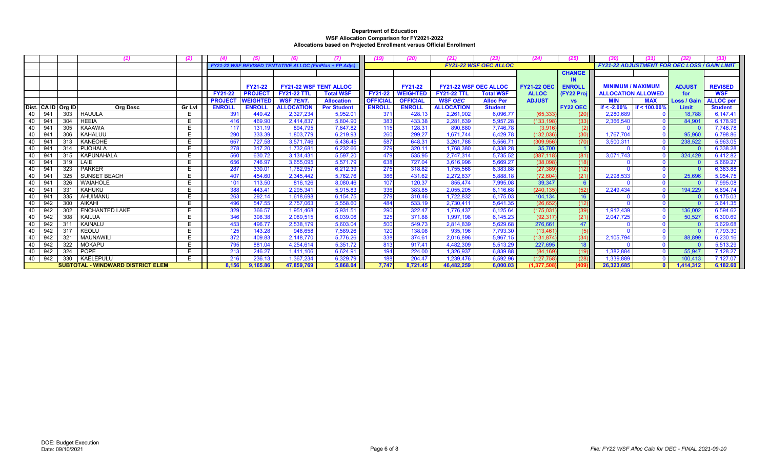**Department of Education**
**WSF Allocation Comparison for FY2021-2022**
**Allocations based on Projected Enrollment versus Official Enrollment**

| | | | (1) | (2) | (4) | (5) | (6) | (7) | (19) | (20) | (21) | (23) | (24) | (25) | (30) | (31) | (32) | (33) |
|---|---|---|---|---|---|---|---|---|---|---|---|---|---|---|---|---|---|---|
| | | | | | FY21-22 WSF REVISED TENTATIVE ALLOC (FinPlan + FP Adjs) | | | | FY21-22 WSF OEC ALLOC | | | | | | FY21-22 ADJUSTMENT FOR OEC LOSS / GAIN LIMIT | | | |
| | | | | | FY21-22 PROJECT ENROLL | FY21-22 PROJECT WEIGHTED ENROLL | FY21-22 WSF TENT ALLOC FY21-22 TTL WSF TENT. ALLOCATION | FY21-22 WSF TENT ALLOC Total WSF Allocation Per Student | FY21-22 OFFICIAL ENROLL | FY21-22 WEIGHTED OFFICIAL ENROLL | FY21-22 WSF OEC ALLOC FY21-22 TTL WSF OEC ALLOCATION | FY21-22 WSF OEC ALLOC Total WSF Alloc Per Student | FY21-22 OEC ALLOC ADJUST | CHANGE IN ENROLL (FY22 Proj vs FY22 OEC | MINIMUM / MAXIMUM ALLOCATION ALLOWED MIN if < -2.00% | MINIMUM / MAXIMUM ALLOCATION ALLOWED MAX if < 100.00% | ADJUST for Loss / Gain Limit | REVISED WSF ALLOC per Student |
| Dist. | CA ID | Org ID | Org Desc | Gr Lvl | | | | | | | | | | | | | | |
| 40 | 941 | 303 | HAUULA | E | 391 | 449.42 | 2,327,234 | 5,952.01 | 371 | 428.13 | 2,261,902 | 6,096.77 | (65,333) | (20) | 2,280,689 | 0 | 18,788 | 6,147.41 |
| 40 | 941 | 304 | HEEIA | E | 416 | 469.90 | 2,414,837 | 5,804.90 | 383 | 433.38 | 2,281,639 | 5,957.28 | (133,198) | (33) | 2,366,540 | 0 | 84,901 | 6,178.96 |
| 40 | 941 | 305 | KAAAWA | E | 117 | 131.19 | 894,795 | 7,647.82 | 115 | 128.31 | 890,880 | 7,746.78 | (3,916) | (2) | 0 | 0 | 0 | 7,746.78 |
| 40 | 941 | 306 | KAHALUU | E | 290 | 333.39 | 1,803,779 | 6,219.93 | 260 | 299.27 | 1,671,744 | 6,429.78 | (132,036) | (30) | 1,767,704 | 0 | 95,960 | 6,798.86 |
| 40 | 941 | 313 | KANEOHE | E | 657 | 727.58 | 3,571,746 | 5,436.45 | 587 | 648.31 | 3,261,788 | 5,556.71 | (309,956) | (70) | 3,500,311 | 0 | 238,522 | 5,963.05 |
| 40 | 941 | 314 | PUOHALA | E | 278 | 317.20 | 1,732,681 | 6,232.66 | 279 | 320.11 | 1,768,380 | 6,338.28 | 35,700 | 1 | 0 | 0 | 0 | 6,338.28 |
| 40 | 941 | 315 | KAPUNAHALA | E | 560 | 630.72 | 3,134,431 | 5,597.20 | 479 | 535.95 | 2,747,314 | 5,735.52 | (387,118) | (81) | 3,071,743 | 0 | 324,429 | 6,412.82 |
| 40 | 941 | 319 | LAIE | E | 656 | 746.97 | 3,655,095 | 5,571.79 | 638 | 727.04 | 3,616,996 | 5,669.27 | (38,098) | (18) | 0 | 0 | 0 | 5,669.27 |
| 40 | 941 | 323 | PARKER | E | 287 | 330.01 | 1,782,957 | 6,212.39 | 275 | 318.82 | 1,755,568 | 6,383.88 | (27,389) | (12) | 0 | 0 | 0 | 6,383.88 |
| 40 | 941 | 325 | SUNSET BEACH | E | 407 | 454.60 | 2,345,442 | 5,762.76 | 386 | 431.62 | 2,272,837 | 5,888.18 | (72,604) | (21) | 2,298,533 | 0 | 25,696 | 5,954.75 |
| 40 | 941 | 326 | WAIAHOLE | E | 101 | 113.50 | 816,126 | 8,080.46 | 107 | 120.37 | 855,474 | 7,995.08 | 39,347 | 6 | 0 | 0 | 0 | 7,995.08 |
| 40 | 941 | 331 | KAHUKU | E | 388 | 443.41 | 2,295,341 | 5,915.83 | 336 | 383.85 | 2,055,205 | 6,116.68 | (240,135) | (52) | 2,249,434 | 0 | 194,229 | 6,694.74 |
| 40 | 941 | 335 | AHUIMANU | E | 263 | 292.14 | 1,618,698 | 6,154.75 | 279 | 310.46 | 1,722,832 | 6,175.03 | 104,134 | 16 | 0 | 0 | 0 | 6,175.03 |
| 40 | 941 | 300 | AIKAHI | E | 496 | 547.55 | 2,757,063 | 5,558.60 | 484 | 533.19 | 2,730,411 | 5,641.35 | (26,652) | (12) | 0 | 0 | 0 | 5,641.35 |
| 40 | 942 | 302 | ENCHANTED LAKE | E | 329 | 366.57 | 1,951,468 | 5,931.51 | 290 | 322.47 | 1,776,437 | 6,125.64 | (175,031) | (39) | 1,912,439 | 0 | 136,002 | 6,594.62 |
| 40 | 942 | 308 | KAILUA | E | 346 | 398.38 | 2,089,515 | 6,039.06 | 325 | 371.88 | 1,997,198 | 6,145.23 | (92,317) | (21) | 2,047,725 | 0 | 50,527 | 6,300.69 |
| 40 | 942 | 311 | KAINALU | E | 453 | 496.77 | 2,538,179 | 5,603.04 | 500 | 549.73 | 2,814,839 | 5,629.68 | 276,661 | 47 | 0 | 0 | 0 | 5,629.68 |
| 40 | 942 | 317 | KEOLU | E | 125 | 143.28 | 948,658 | 7,589.26 | 120 | 138.08 | 935,196 | 7,793.30 | (13,461) | (5) | 0 | 0 | 0 | 7,793.30 |
| 40 | 942 | 321 | MAUNAWILI | E | 372 | 409.83 | 2,148,770 | 5,776.26 | 338 | 374.61 | 2,016,896 | 5,967.15 | (131,874) | (34) | 2,105,794 | 0 | 88,899 | 6,230.16 |
| 40 | 942 | 322 | MOKAPU | E | 795 | 881.04 | 4,254,614 | 5,351.72 | 813 | 917.41 | 4,482,309 | 5,513.29 | 227,695 | 18 | 0 | 0 | 0 | 5,513.29 |
| 40 | 942 | 324 | POPE | E | 213 | 246.27 | 1,411,106 | 6,624.91 | 194 | 224.00 | 1,326,937 | 6,839.88 | (84,169) | (19) | 1,382,884 | 0 | 55,947 | 7,128.27 |
| 40 | 942 | 330 | KAELEPULU | E | 216 | 236.13 | 1,367,234 | 6,329.79 | 188 | 204.47 | 1,239,476 | 6,592.96 | (127,758) | (28) | 1,339,889 | 0 | 100,413 | 7,127.07 |
| | | | **SUBTOTAL - WINDWARD DISTRICT ELEM** | | **8,156** | **9,165.86** | **47,859,769** | **5,868.04** | **7,747** | **8,721.45** | **46,482,259** | **6,000.03** | **(1,377,508)** | **(409)** | **26,323,685** | **0** | **1,414,312** | **6,182.60** |

DOE: Budget Execution
Date: 09/10/2021

File: FY22 WSF Alloc Calc for OEC - FINAL 2021-09-10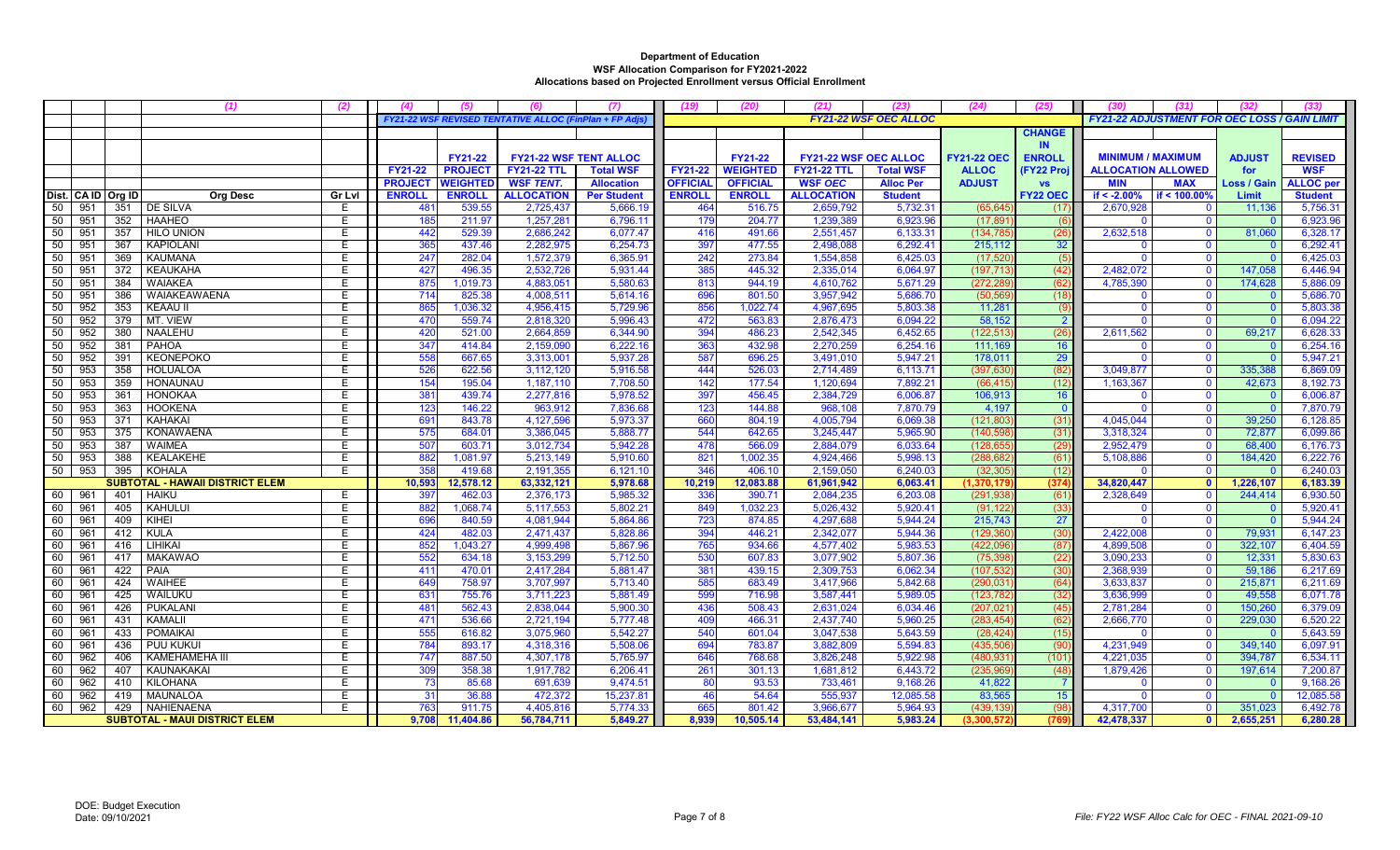**Department of Education**
**WSF Allocation Comparison for FY2021-2022**
**Allocations based on Projected Enrollment versus Official Enrollment**

| | | | (1) | (2) | (4) | (5) | (6) | (7) | (19) | (20) | (21) | (23) | (24) | (25) | (30) | (31) | (32) | (33) |
|---|---|---|---|---|---|---|---|---|---|---|---|---|---|---|---|---|---|---|
| | | | | | FY21-22 WSF REVISED TENTATIVE ALLOC (FinPlan + FP Adjs) | | | | FY21-22 WSF OEC ALLOC | | | | | | FY21-22 ADJUSTMENT FOR OEC LOSS / GAIN LIMIT | | | |
| | | | | | FY21-22 PROJECT ENROLL | FY21-22 PROJECT WEIGHTED ENROLL | FY21-22 WSF TENT ALLOC FY21-22 TTL WSF TENT. ALLOCATION | FY21-22 WSF TENT ALLOC Total WSF Allocation Per Student | FY21-22 OFFICIAL ENROLL | FY21-22 WEIGHTED OFFICIAL ENROLL | FY21-22 WSF OEC ALLOC FY21-22 TTL WSF OEC ALLOCATION | FY21-22 WSF OEC ALLOC Total WSF Alloc Per Student | FY21-22 OEC ALLOC ADJUST | CHANGE IN ENROLL (FY22 Proj vs FY22 OEC) | MINIMUM / MAXIMUM ALLOCATION ALLOWED MIN if < -2.00% | MINIMUM / MAXIMUM ALLOCATION ALLOWED MAX if < 100.00% | ADJUST for Loss / Gain Limit | REVISED WSF ALLOC per Student |
| Dist. | CA ID | Org ID | Org Desc | Gr Lvl | | | | | | | | | | | | | | |
| 50 | 951 | 351 | DE SILVA | E | 481 | 539.55 | 2,725,437 | 5,666.19 | 464 | 516.75 | 2,659,792 | 5,732.31 | (65,645) | (17) | 2,670,928 | 0 | 11,136 | 5,756.31 |
| 50 | 951 | 352 | HAAHEO | E | 185 | 211.97 | 1,257,281 | 6,796.11 | 179 | 204.77 | 1,239,389 | 6,923.96 | (17,891) | (6) | 0 | 0 | 0 | 6,923.96 |
| 50 | 951 | 357 | HILO UNION | E | 442 | 529.39 | 2,686,242 | 6,077.47 | 416 | 491.66 | 2,551,457 | 6,133.31 | (134,785) | (26) | 2,632,518 | 0 | 81,060 | 6,328.17 |
| 50 | 951 | 367 | KAPIOLANI | E | 365 | 437.46 | 2,282,975 | 6,254.73 | 397 | 477.55 | 2,498,088 | 6,292.41 | 215,112 | 32 | 0 | 0 | 0 | 6,292.41 |
| 50 | 951 | 369 | KAUMANA | E | 247 | 282.04 | 1,572,379 | 6,365.91 | 242 | 273.84 | 1,554,858 | 6,425.03 | (17,520) | (5) | 0 | 0 | 0 | 6,425.03 |
| 50 | 951 | 372 | KEAUKAHA | E | 427 | 496.35 | 2,532,726 | 5,931.44 | 385 | 445.32 | 2,335,014 | 6,064.97 | (197,713) | (42) | 2,482,072 | 0 | 147,058 | 6,446.94 |
| 50 | 951 | 384 | WAIAKEA | E | 875 | 1,019.73 | 4,883,051 | 5,580.63 | 813 | 944.19 | 4,610,762 | 5,671.29 | (272,289) | (62) | 4,785,390 | 0 | 174,628 | 5,886.09 |
| 50 | 951 | 386 | WAIAKEAWAENA | E | 714 | 825.38 | 4,008,511 | 5,614.16 | 696 | 801.50 | 3,957,942 | 5,686.70 | (50,569) | (18) | 0 | 0 | 0 | 5,686.70 |
| 50 | 952 | 353 | KEAAU II | E | 865 | 1,036.32 | 4,956,415 | 5,729.96 | 856 | 1,022.74 | 4,967,695 | 5,803.38 | 11,281 | (9) | 0 | 0 | 0 | 5,803.38 |
| 50 | 952 | 379 | MT. VIEW | E | 470 | 559.74 | 2,818,320 | 5,996.43 | 472 | 563.83 | 2,876,473 | 6,094.22 | 58,152 | 2 | 0 | 0 | 0 | 6,094.22 |
| 50 | 952 | 380 | NAALEHU | E | 420 | 521.00 | 2,664,859 | 6,344.90 | 394 | 486.23 | 2,542,345 | 6,452.65 | (122,513) | (26) | 2,611,562 | 0 | 69,217 | 6,628.33 |
| 50 | 952 | 381 | PAHOA | E | 347 | 414.84 | 2,159,090 | 6,222.16 | 363 | 432.98 | 2,270,259 | 6,254.16 | 111,169 | 16 | 0 | 0 | 0 | 6,254.16 |
| 50 | 952 | 391 | KEONEPOKO | E | 558 | 667.65 | 3,313,001 | 5,937.28 | 587 | 696.25 | 3,491,010 | 5,947.21 | 178,011 | 29 | 0 | 0 | 0 | 5,947.21 |
| 50 | 953 | 358 | HOLUALOA | E | 526 | 622.56 | 3,112,120 | 5,916.58 | 444 | 526.03 | 2,714,489 | 6,113.71 | (397,630) | (82) | 3,049,877 | 0 | 335,388 | 6,869.09 |
| 50 | 953 | 359 | HONAUNAU | E | 154 | 195.04 | 1,187,110 | 7,708.50 | 142 | 177.54 | 1,120,694 | 7,892.21 | (66,415) | (12) | 1,163,367 | 0 | 42,673 | 8,192.73 |
| 50 | 953 | 361 | HONOKAA | E | 381 | 439.74 | 2,277,816 | 5,978.52 | 397 | 456.45 | 2,384,729 | 6,006.87 | 106,913 | 16 | 0 | 0 | 0 | 6,006.87 |
| 50 | 953 | 363 | HOOKENA | E | 123 | 146.22 | 963,912 | 7,836.68 | 123 | 144.88 | 968,108 | 7,870.79 | 4,197 | 0 | 0 | 0 | 0 | 7,870.79 |
| 50 | 953 | 371 | KAHAKAI | E | 691 | 843.78 | 4,127,596 | 5,973.37 | 660 | 804.19 | 4,005,794 | 6,069.38 | (121,803) | (31) | 4,045,044 | 0 | 39,250 | 6,128.85 |
| 50 | 953 | 375 | KONAWAENA | E | 575 | 684.01 | 3,386,045 | 5,888.77 | 544 | 642.65 | 3,245,447 | 5,965.90 | (140,598) | (31) | 3,318,324 | 0 | 72,877 | 6,099.86 |
| 50 | 953 | 387 | WAIMEA | E | 507 | 603.71 | 3,012,734 | 5,942.28 | 478 | 566.09 | 2,884,079 | 6,033.64 | (128,655) | (29) | 2,952,479 | 0 | 68,400 | 6,176.73 |
| 50 | 953 | 388 | KEALAKEHE | E | 882 | 1,081.97 | 5,213,149 | 5,910.60 | 821 | 1,002.35 | 4,924,466 | 5,998.13 | (288,682) | (61) | 5,108,886 | 0 | 184,420 | 6,222.76 |
| 50 | 953 | 395 | KOHALA | E | 358 | 419.68 | 2,191,355 | 6,121.10 | 346 | 406.10 | 2,159,050 | 6,240.03 | (32,305) | (12) | 0 | 0 | 0 | 6,240.03 |
| | | | **SUBTOTAL - HAWAII DISTRICT ELEM** | | **10,593** | **12,578.12** | **63,332,121** | **5,978.68** | **10,219** | **12,083.88** | **61,961,942** | **6,063.41** | **(1,370,179)** | **(374)** | **34,820,447** | **0** | **1,226,107** | **6,183.39** |
| 60 | 961 | 401 | HAIKU | E | 397 | 462.03 | 2,376,173 | 5,985.32 | 336 | 390.71 | 2,084,235 | 6,203.08 | (291,938) | (61) | 2,328,649 | 0 | 244,414 | 6,930.50 |
| 60 | 961 | 405 | KAHULUI | E | 882 | 1,068.74 | 5,117,553 | 5,802.21 | 849 | 1,032.23 | 5,026,432 | 5,920.41 | (91,122) | (33) | 0 | 0 | 0 | 5,920.41 |
| 60 | 961 | 409 | KIHEI | E | 696 | 840.59 | 4,081,944 | 5,864.86 | 723 | 874.85 | 4,297,688 | 5,944.24 | 215,743 | 27 | 0 | 0 | 0 | 5,944.24 |
| 60 | 961 | 412 | KULA | E | 424 | 482.03 | 2,471,437 | 5,828.86 | 394 | 446.21 | 2,342,077 | 5,944.36 | (129,360) | (30) | 2,422,008 | 0 | 79,931 | 6,147.23 |
| 60 | 961 | 416 | LIHIKAI | E | 852 | 1,043.27 | 4,999,498 | 5,867.96 | 765 | 934.66 | 4,577,402 | 5,983.53 | (422,096) | (87) | 4,899,508 | 0 | 322,107 | 6,404.59 |
| 60 | 961 | 417 | MAKAWAO | E | 552 | 634.18 | 3,153,299 | 5,712.50 | 530 | 607.83 | 3,077,902 | 5,807.36 | (75,398) | (22) | 3,090,233 | 0 | 12,331 | 5,830.63 |
| 60 | 961 | 422 | PAIA | E | 411 | 470.01 | 2,417,284 | 5,881.47 | 381 | 439.15 | 2,309,753 | 6,062.34 | (107,532) | (30) | 2,368,939 | 0 | 59,186 | 6,217.69 |
| 60 | 961 | 424 | WAIHEE | E | 649 | 758.97 | 3,707,997 | 5,713.40 | 585 | 683.49 | 3,417,966 | 5,842.68 | (290,031) | (64) | 3,633,837 | 0 | 215,871 | 6,211.69 |
| 60 | 961 | 425 | WAILUKU | E | 631 | 755.76 | 3,711,223 | 5,881.49 | 599 | 716.98 | 3,587,441 | 5,989.05 | (123,782) | (32) | 3,636,999 | 0 | 49,558 | 6,071.78 |
| 60 | 961 | 426 | PUKALANI | E | 481 | 562.43 | 2,838,044 | 5,900.30 | 436 | 508.43 | 2,631,024 | 6,034.46 | (207,021) | (45) | 2,781,284 | 0 | 150,260 | 6,379.09 |
| 60 | 961 | 431 | KAMALII | E | 471 | 536.66 | 2,721,194 | 5,777.48 | 409 | 466.31 | 2,437,740 | 5,960.25 | (283,454) | (62) | 2,666,770 | 0 | 229,030 | 6,520.22 |
| 60 | 961 | 433 | POMAIKAI | E | 555 | 616.82 | 3,075,960 | 5,542.27 | 540 | 601.04 | 3,047,538 | 5,643.59 | (28,424) | (15) | 0 | 0 | 0 | 5,643.59 |
| 60 | 961 | 436 | PUU KUKUI | E | 784 | 893.17 | 4,318,316 | 5,508.06 | 694 | 783.87 | 3,882,809 | 5,594.83 | (435,506) | (90) | 4,231,949 | 0 | 349,140 | 6,097.91 |
| 60 | 962 | 406 | KAMEHAMEHA III | E | 747 | 887.50 | 4,307,178 | 5,765.97 | 646 | 768.68 | 3,826,248 | 5,922.98 | (480,931) | (101) | 4,221,035 | 0 | 394,787 | 6,534.11 |
| 60 | 962 | 407 | KAUNAKAKAI | E | 309 | 358.38 | 1,917,782 | 6,206.41 | 261 | 301.13 | 1,681,812 | 6,443.72 | (235,969) | (48) | 1,879,426 | 0 | 197,614 | 7,200.87 |
| 60 | 962 | 410 | KILOHANA | E | 73 | 85.68 | 691,639 | 9,474.51 | 80 | 93.53 | 733,461 | 9,168.26 | 41,822 | 7 | 0 | 0 | 0 | 9,168.26 |
| 60 | 962 | 419 | MAUNALOA | E | 31 | 36.88 | 472,372 | 15,237.81 | 46 | 54.64 | 555,937 | 12,085.58 | 83,565 | 15 | 0 | 0 | 0 | 12,085.58 |
| 60 | 962 | 429 | NAHIENAENA | E | 763 | 911.75 | 4,405,816 | 5,774.33 | 665 | 801.42 | 3,966,677 | 5,964.93 | (439,139) | (98) | 4,317,700 | 0 | 351,023 | 6,492.78 |
| | | | **SUBTOTAL - MAUI DISTRICT ELEM** | | **9,708** | **11,404.86** | **56,784,711** | **5,849.27** | **8,939** | **10,505.14** | **53,484,141** | **5,983.24** | **(3,300,572)** | **(769)** | **42,478,337** | **0** | **2,655,251** | **6,280.28** |

DOE: Budget Execution
Date: 09/10/2021

File: FY22 WSF Alloc Calc for OEC - FINAL 2021-09-10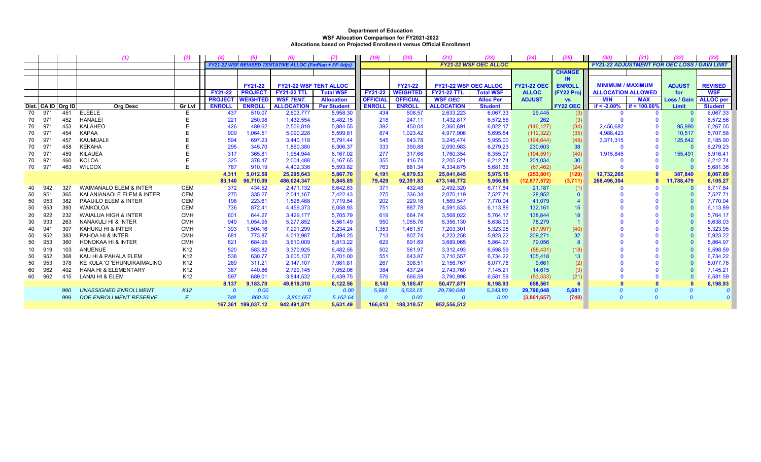**Department of Education**
**WSF Allocation Comparison for FY2021-2022**
**Allocations based on Projected Enrollment versus Official Enrollment**

| | | | (1) | (2) | (4) | (5) | (6) | (7) | (19) | (20) | (21) | (23) | (24) | (25) | (30) | (31) | (32) | (33) |
|---|---|---|---|---|---|---|---|---|---|---|---|---|---|---|---|---|---|---|
| | | | | | FY21-22 WSF REVISED TENTATIVE ALLOC (FinPlan + FP Adjs) | | | | FY21-22 WSF OEC ALLOC | | | | | | FY21-22 ADJUSTMENT FOR OEC LOSS / GAIN LIMIT | | | |
| | | | | | | FY21-22 | FY21-22 WSF TENT ALLOC | | | FY21-22 | FY21-22 WSF OEC ALLOC | | FY21-22 OEC | CHANGE IN ENROLL | MINIMUM / MAXIMUM ALLOCATION ALLOWED | | ADJUST | REVISED |
| | | | | | FY21-22 PROJECT ENROLL | PROJECT WEIGHTED ENROLL | FY21-22 TTL WSF TENT. ALLOCATION | Total WSF Allocation Per Student | FY21-22 OFFICIAL ENROLL | WEIGHTED OFFICIAL ENROLL | FY21-22 TTL WSF OEC ALLOCATION | Total WSF Alloc Per Student | ALLOC ADJUST | (FY22 Proj vs FY22 OEC | MIN if < -2.00% | MAX if < 100.00% | for Loss / Gain Limit | WSF ALLOC per Student |
| Dist. | CA ID | Org ID | Org Desc | Gr Lvl | | | | | | | | | | | | | | |
| 70 | 971 | 451 | ELEELE | E | 437 | 510.07 | 2,603,777 | 5,958.30 | 434 | 508.57 | 2,633,223 | 6,067.33 | 29,445 | (3) | 0 | 0 | 0 | 6,067.33 |
| 70 | 971 | 452 | HANALEI | E | 221 | 250.98 | 1,432,554 | 6,482.15 | 218 | 247.11 | 1,432,817 | 6,572.56 | 262 | (3) | 0 | 0 | 0 | 6,572.56 |
| 70 | 971 | 453 | KALAHEO | E | 426 | 489.62 | 2,506,818 | 5,884.55 | 392 | 450.04 | 2,360,691 | 6,022.17 | (146,127) | (34) | 2,456,682 | 0 | 95,990 | 6,267.05 |
| 70 | 971 | 454 | KAPAA | E | 909 | 1,064.51 | 5,090,228 | 5,599.81 | 874 | 1,023.42 | 4,977,906 | 5,695.54 | (112,322) | (35) | 4,988,423 | 0 | 10,517 | 5,707.58 |
| 70 | 971 | 457 | KAUMUALII | E | 594 | 697.23 | 3,440,118 | 5,791.44 | 545 | 643.78 | 3,245,474 | 5,955.00 | (194,644) | (49) | 3,371,315 | 0 | 125,842 | 6,185.90 |
| 70 | 971 | 458 | KEKAHA | E | 295 | 345.70 | 1,860,380 | 6,306.37 | 333 | 390.88 | 2,090,983 | 6,279.23 | 230,603 | 38 | 0 | 0 | 0 | 6,279.23 |
| 70 | 971 | 459 | KILAUEA | E | 317 | 365.81 | 1,954,944 | 6,167.02 | 277 | 317.66 | 1,760,354 | 6,355.07 | (194,591) | (40) | 1,915,845 | 0 | 155,491 | 6,916.41 |
| 70 | 971 | 460 | KOLOA | E | 325 | 378.47 | 2,004,488 | 6,167.65 | 355 | 416.74 | 2,205,521 | 6,212.74 | 201,034 | 30 | 0 | 0 | 0 | 6,212.74 |
| 70 | 971 | 463 | WILCOX | E | 787 | 910.19 | 4,402,336 | 5,593.82 | 763 | 881.34 | 4,334,875 | 5,681.36 | (67,462) | (24) | 0 | 0 | 0 | 5,681.36 |
| | | | | | 4,311 | 5,012.58 | 25,295,643 | 5,867.70 | 4,191 | 4,879.53 | 25,041,845 | 5,975.15 | (253,801) | (120) | 12,732,265 | 0 | 387,840 | 6,067.69 |
| | | | | | 83,140 | 96,710.09 | 486,024,347 | 5,845.85 | 79,429 | 92,391.83 | 473,146,772 | 5,956.85 | (12,877,572) | (3,711) | 268,496,304 | 0 | 11,788,479 | 6,105.27 |
| 40 | 942 | 327 | WAIMANALO ELEM & INTER | CEM | 372 | 434.52 | 2,471,132 | 6,642.83 | 371 | 432.48 | 2,492,320 | 6,717.84 | 21,187 | (1) | 0 | 0 | 0 | 6,717.84 |
| 50 | 951 | 365 | KALANIANAOLE ELEM & INTER | CEM | 275 | 335.27 | 2,041,167 | 7,422.43 | 275 | 336.34 | 2,070,119 | 7,527.71 | 28,952 | 0 | 0 | 0 | 0 | 7,527.71 |
| 50 | 953 | 382 | PAAUILO ELEM & INTER | CEM | 198 | 223.61 | 1,528,468 | 7,719.54 | 202 | 229.16 | 1,569,547 | 7,770.04 | 41,079 | 4 | 0 | 0 | 0 | 7,770.04 |
| 50 | 953 | 393 | WAIKOLOA | CEM | 736 | 872.41 | 4,459,373 | 6,058.93 | 751 | 887.78 | 4,591,533 | 6,113.89 | 132,161 | 15 | 0 | 0 | 0 | 6,113.89 |
| 20 | 922 | 232 | WAIALUA HIGH & INTER | CMH | 601 | 644.27 | 3,429,177 | 5,705.79 | 619 | 664.74 | 3,568,022 | 5,764.17 | 138,844 | 18 | 0 | 0 | 0 | 5,764.17 |
| 30 | 933 | 263 | NANAKULI HI & INTER | CMH | 949 | 1,054.95 | 5,277,852 | 5,561.49 | 950 | 1,055.76 | 5,356,130 | 5,638.03 | 78,279 | 1 | 0 | 0 | 0 | 5,638.03 |
| 40 | 941 | 307 | KAHUKU HI & INTER | CMH | 1,393 | 1,504.16 | 7,291,299 | 5,234.24 | 1,353 | 1,461.57 | 7,203,301 | 5,323.95 | (87,997) | (40) | 0 | 0 | 0 | 5,323.95 |
| 50 | 952 | 383 | PAHOA HI & INTER | CMH | 681 | 773.87 | 4,013,987 | 5,894.25 | 713 | 807.74 | 4,223,258 | 5,923.22 | 209,271 | 32 | 0 | 0 | 0 | 5,923.22 |
| 50 | 953 | 360 | HONOKAA HI & INTER | CMH | 621 | 684.95 | 3,610,009 | 5,813.22 | 629 | 691.69 | 3,689,065 | 5,864.97 | 79,056 | 8 | 0 | 0 | 0 | 5,864.97 |
| 10 | 919 | 103 | ANUENUE | K12 | 520 | 583.82 | 3,370,925 | 6,482.55 | 502 | 561.97 | 3,312,493 | 6,598.59 | (58,431) | (18) | 0 | 0 | 0 | 6,598.59 |
| 50 | 952 | 368 | KAU HI & PAHALA ELEM | K12 | 538 | 630.77 | 3,605,137 | 6,701.00 | 551 | 643.87 | 3,710,557 | 6,734.22 | 105,418 | 13 | 0 | 0 | 0 | 6,734.22 |
| 50 | 953 | 378 | KE KULA 'O 'EHUNUIKAIMALINO | K12 | 269 | 311.21 | 2,147,107 | 7,981.81 | 267 | 308.51 | 2,156,767 | 8,077.78 | 9,661 | (2) | 0 | 0 | 0 | 8,077.78 |
| 60 | 962 | 402 | HANA HI & ELEMENTARY | K12 | 387 | 440.86 | 2,729,145 | 7,052.06 | 384 | 437.24 | 2,743,760 | 7,145.21 | 14,615 | (3) | 0 | 0 | 0 | 7,145.21 |
| 60 | 962 | 415 | LANAI HI & ELEM | K12 | 597 | 689.01 | 3,844,532 | 6,439.75 | 576 | 666.59 | 3,790,998 | 6,581.59 | (53,533) | (21) | 0 | 0 | 0 | 6,581.59 |
| | | | | | 8,137 | 9,183.70 | 49,819,310 | 6,122.56 | 8,143 | 9,185.47 | 50,477,871 | 6,198.93 | 658,561 | 6 | 0 | 0 | 0 | 6,198.93 |
| | | 990 | *UNASSIGNED ENROLLMENT* | *K12* | *0* | *0.00* | *0* | *0.00* | *5,681* | *6,533.15* | *29,790,048* | *5,243.80* | 29,790,048 | 5,681 | *0* | *0* | *0* | *0* |
| | | 999 | *DOE ENROLLMENT RESERVE* | *E* | *748* | *860.20* | *3,861,657* | *5,162.64* | *0* | *0.00* | *0* | *0.00* | (3,861,657) | (748) | *0* | *0* | *0* | *0* |
| | | | | | 167,361 | 189,037.12 | 942,491,871 | 5,631.49 | 166,613 | 188,318.57 | 952,556,512 | | | | | | | |